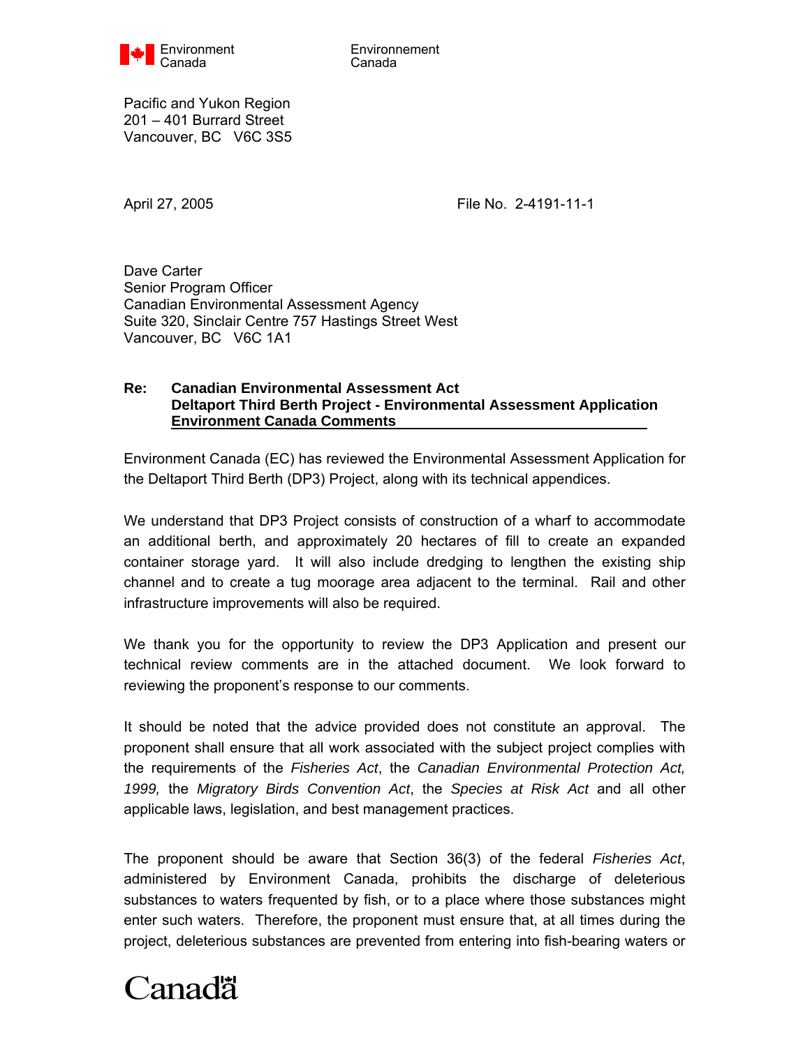Environment Canada     Environnement Canada

Pacific and Yukon Region
201 – 401 Burrard Street
Vancouver, BC V6C 3S5

April 27, 2005     File No. 2-4191-11-1

Dave Carter
Senior Program Officer
Canadian Environmental Assessment Agency
Suite 320, Sinclair Centre 757 Hastings Street West
Vancouver, BC V6C 1A1

**Re: Canadian Environmental Assessment Act**
**Deltaport Third Berth Project - Environmental Assessment Application**
**Environment Canada Comments**

Environment Canada (EC) has reviewed the Environmental Assessment Application for the Deltaport Third Berth (DP3) Project, along with its technical appendices.

We understand that DP3 Project consists of construction of a wharf to accommodate an additional berth, and approximately 20 hectares of fill to create an expanded container storage yard. It will also include dredging to lengthen the existing ship channel and to create a tug moorage area adjacent to the terminal. Rail and other infrastructure improvements will also be required.

We thank you for the opportunity to review the DP3 Application and present our technical review comments are in the attached document. We look forward to reviewing the proponent's response to our comments.

It should be noted that the advice provided does not constitute an approval. The proponent shall ensure that all work associated with the subject project complies with the requirements of the *Fisheries Act*, the *Canadian Environmental Protection Act, 1999,* the *Migratory Birds Convention Act*, the *Species at Risk Act* and all other applicable laws, legislation, and best management practices.

The proponent should be aware that Section 36(3) of the federal *Fisheries Act*, administered by Environment Canada, prohibits the discharge of deleterious substances to waters frequented by fish, or to a place where those substances might enter such waters. Therefore, the proponent must ensure that, at all times during the project, deleterious substances are prevented from entering into fish-bearing waters or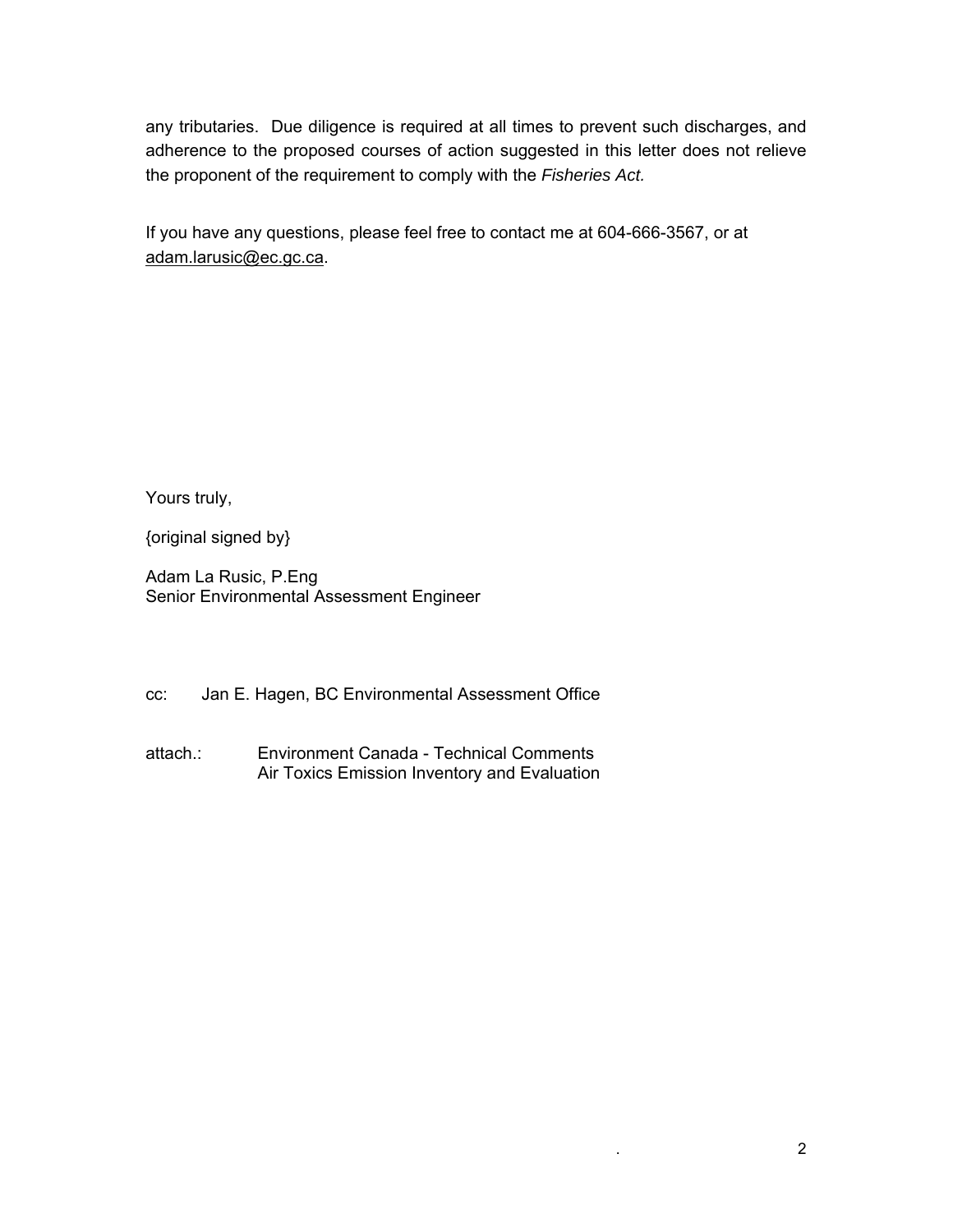any tributaries. Due diligence is required at all times to prevent such discharges, and adherence to the proposed courses of action suggested in this letter does not relieve the proponent of the requirement to comply with the *Fisheries Act.*

If you have any questions, please feel free to contact me at 604-666-3567, or at adam.larusic@ec.gc.ca.

Yours truly,

{original signed by}

Adam La Rusic, P.Eng
Senior Environmental Assessment Engineer

cc: Jan E. Hagen, BC Environmental Assessment Office

attach.: Environment Canada - Technical Comments
Air Toxics Emission Inventory and Evaluation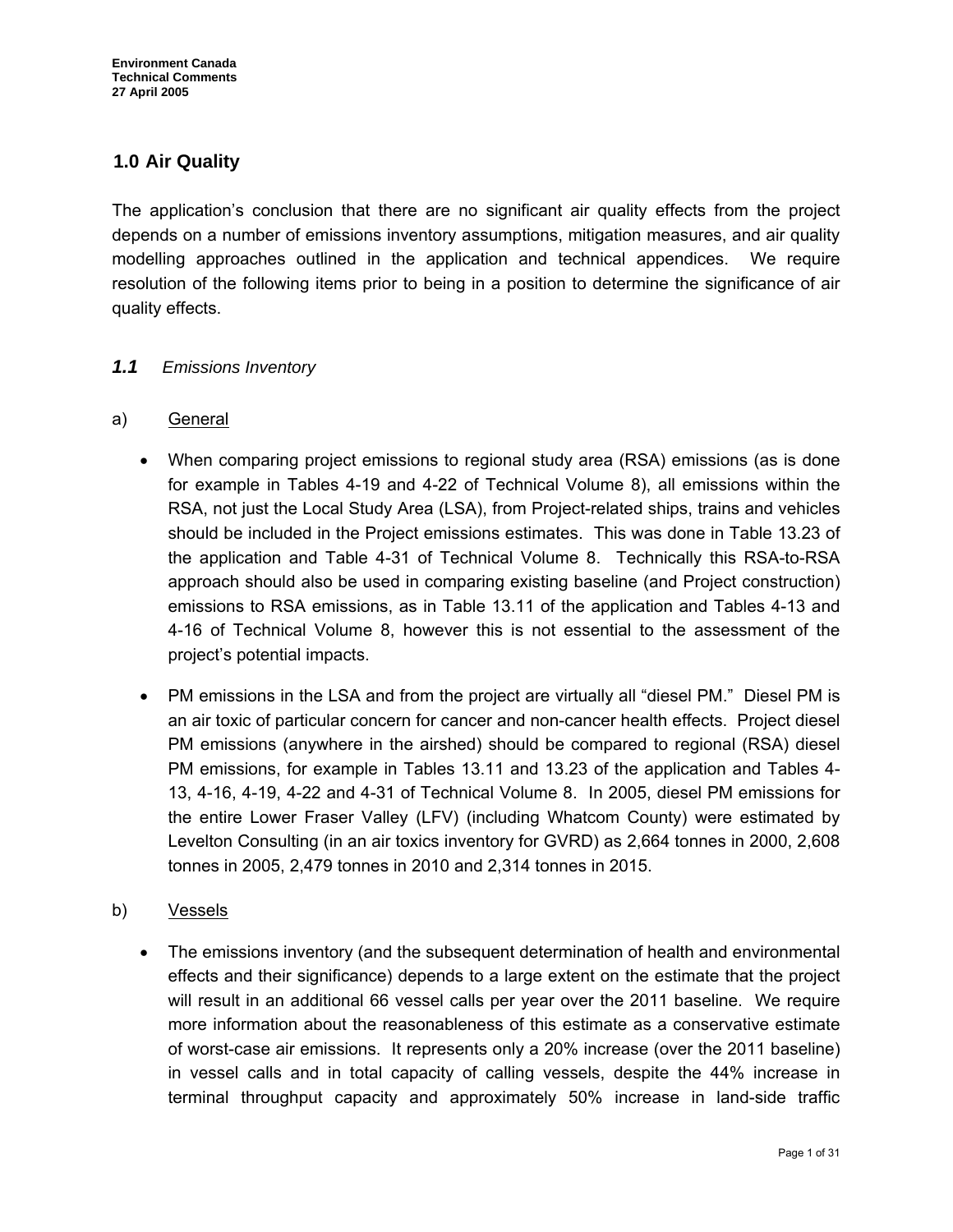## 1.0 Air Quality

The application's conclusion that there are no significant air quality effects from the project depends on a number of emissions inventory assumptions, mitigation measures, and air quality modelling approaches outlined in the application and technical appendices. We require resolution of the following items prior to being in a position to determine the significance of air quality effects.

### *1.1 Emissions Inventory*

a) General

- When comparing project emissions to regional study area (RSA) emissions (as is done for example in Tables 4-19 and 4-22 of Technical Volume 8), all emissions within the RSA, not just the Local Study Area (LSA), from Project-related ships, trains and vehicles should be included in the Project emissions estimates. This was done in Table 13.23 of the application and Table 4-31 of Technical Volume 8. Technically this RSA-to-RSA approach should also be used in comparing existing baseline (and Project construction) emissions to RSA emissions, as in Table 13.11 of the application and Tables 4-13 and 4-16 of Technical Volume 8, however this is not essential to the assessment of the project's potential impacts.
- PM emissions in the LSA and from the project are virtually all "diesel PM." Diesel PM is an air toxic of particular concern for cancer and non-cancer health effects. Project diesel PM emissions (anywhere in the airshed) should be compared to regional (RSA) diesel PM emissions, for example in Tables 13.11 and 13.23 of the application and Tables 4-13, 4-16, 4-19, 4-22 and 4-31 of Technical Volume 8. In 2005, diesel PM emissions for the entire Lower Fraser Valley (LFV) (including Whatcom County) were estimated by Levelton Consulting (in an air toxics inventory for GVRD) as 2,664 tonnes in 2000, 2,608 tonnes in 2005, 2,479 tonnes in 2010 and 2,314 tonnes in 2015.

b) Vessels

- The emissions inventory (and the subsequent determination of health and environmental effects and their significance) depends to a large extent on the estimate that the project will result in an additional 66 vessel calls per year over the 2011 baseline. We require more information about the reasonableness of this estimate as a conservative estimate of worst-case air emissions. It represents only a 20% increase (over the 2011 baseline) in vessel calls and in total capacity of calling vessels, despite the 44% increase in terminal throughput capacity and approximately 50% increase in land-side traffic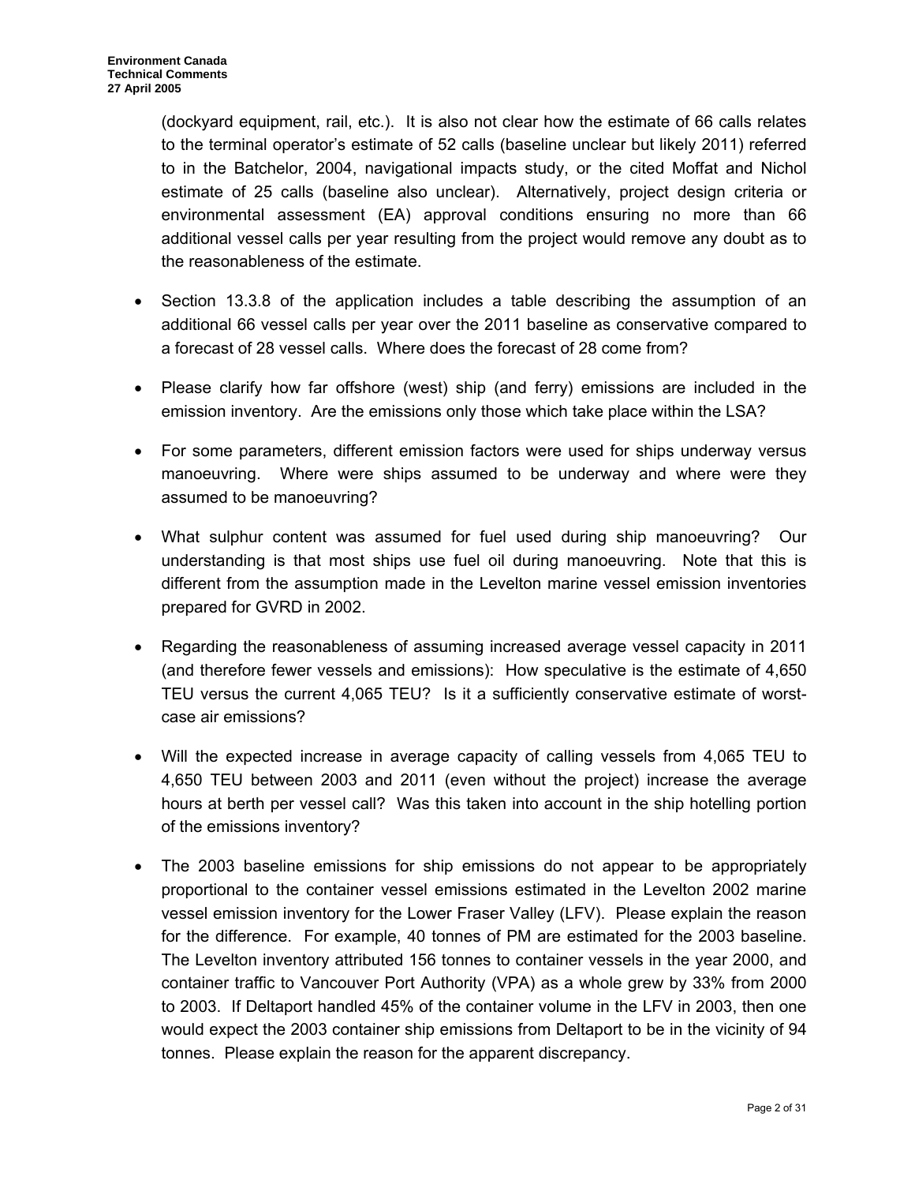(dockyard equipment, rail, etc.). It is also not clear how the estimate of 66 calls relates to the terminal operator's estimate of 52 calls (baseline unclear but likely 2011) referred to in the Batchelor, 2004, navigational impacts study, or the cited Moffat and Nichol estimate of 25 calls (baseline also unclear). Alternatively, project design criteria or environmental assessment (EA) approval conditions ensuring no more than 66 additional vessel calls per year resulting from the project would remove any doubt as to the reasonableness of the estimate.

- Section 13.3.8 of the application includes a table describing the assumption of an additional 66 vessel calls per year over the 2011 baseline as conservative compared to a forecast of 28 vessel calls. Where does the forecast of 28 come from?
- Please clarify how far offshore (west) ship (and ferry) emissions are included in the emission inventory. Are the emissions only those which take place within the LSA?
- For some parameters, different emission factors were used for ships underway versus manoeuvring. Where were ships assumed to be underway and where were they assumed to be manoeuvring?
- What sulphur content was assumed for fuel used during ship manoeuvring? Our understanding is that most ships use fuel oil during manoeuvring. Note that this is different from the assumption made in the Levelton marine vessel emission inventories prepared for GVRD in 2002.
- Regarding the reasonableness of assuming increased average vessel capacity in 2011 (and therefore fewer vessels and emissions): How speculative is the estimate of 4,650 TEU versus the current 4,065 TEU? Is it a sufficiently conservative estimate of worst-case air emissions?
- Will the expected increase in average capacity of calling vessels from 4,065 TEU to 4,650 TEU between 2003 and 2011 (even without the project) increase the average hours at berth per vessel call? Was this taken into account in the ship hotelling portion of the emissions inventory?
- The 2003 baseline emissions for ship emissions do not appear to be appropriately proportional to the container vessel emissions estimated in the Levelton 2002 marine vessel emission inventory for the Lower Fraser Valley (LFV). Please explain the reason for the difference. For example, 40 tonnes of PM are estimated for the 2003 baseline. The Levelton inventory attributed 156 tonnes to container vessels in the year 2000, and container traffic to Vancouver Port Authority (VPA) as a whole grew by 33% from 2000 to 2003. If Deltaport handled 45% of the container volume in the LFV in 2003, then one would expect the 2003 container ship emissions from Deltaport to be in the vicinity of 94 tonnes. Please explain the reason for the apparent discrepancy.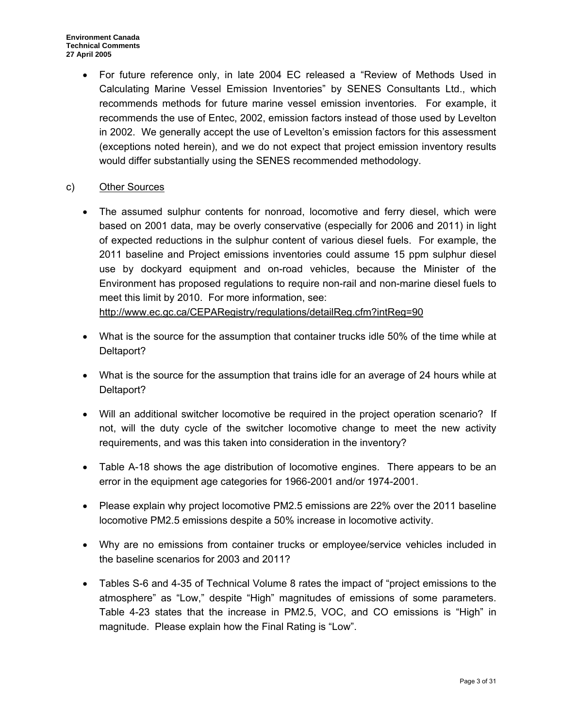- For future reference only, in late 2004 EC released a "Review of Methods Used in Calculating Marine Vessel Emission Inventories" by SENES Consultants Ltd., which recommends methods for future marine vessel emission inventories. For example, it recommends the use of Entec, 2002, emission factors instead of those used by Levelton in 2002. We generally accept the use of Levelton's emission factors for this assessment (exceptions noted herein), and we do not expect that project emission inventory results would differ substantially using the SENES recommended methodology.

c) Other Sources

- The assumed sulphur contents for nonroad, locomotive and ferry diesel, which were based on 2001 data, may be overly conservative (especially for 2006 and 2011) in light of expected reductions in the sulphur content of various diesel fuels. For example, the 2011 baseline and Project emissions inventories could assume 15 ppm sulphur diesel use by dockyard equipment and on-road vehicles, because the Minister of the Environment has proposed regulations to require non-rail and non-marine diesel fuels to meet this limit by 2010. For more information, see: http://www.ec.gc.ca/CEPARegistry/regulations/detailReg.cfm?intReg=90

- What is the source for the assumption that container trucks idle 50% of the time while at Deltaport?

- What is the source for the assumption that trains idle for an average of 24 hours while at Deltaport?

- Will an additional switcher locomotive be required in the project operation scenario? If not, will the duty cycle of the switcher locomotive change to meet the new activity requirements, and was this taken into consideration in the inventory?

- Table A-18 shows the age distribution of locomotive engines. There appears to be an error in the equipment age categories for 1966-2001 and/or 1974-2001.

- Please explain why project locomotive PM2.5 emissions are 22% over the 2011 baseline locomotive PM2.5 emissions despite a 50% increase in locomotive activity.

- Why are no emissions from container trucks or employee/service vehicles included in the baseline scenarios for 2003 and 2011?

- Tables S-6 and 4-35 of Technical Volume 8 rates the impact of "project emissions to the atmosphere" as "Low," despite "High" magnitudes of emissions of some parameters. Table 4-23 states that the increase in PM2.5, VOC, and CO emissions is "High" in magnitude. Please explain how the Final Rating is "Low".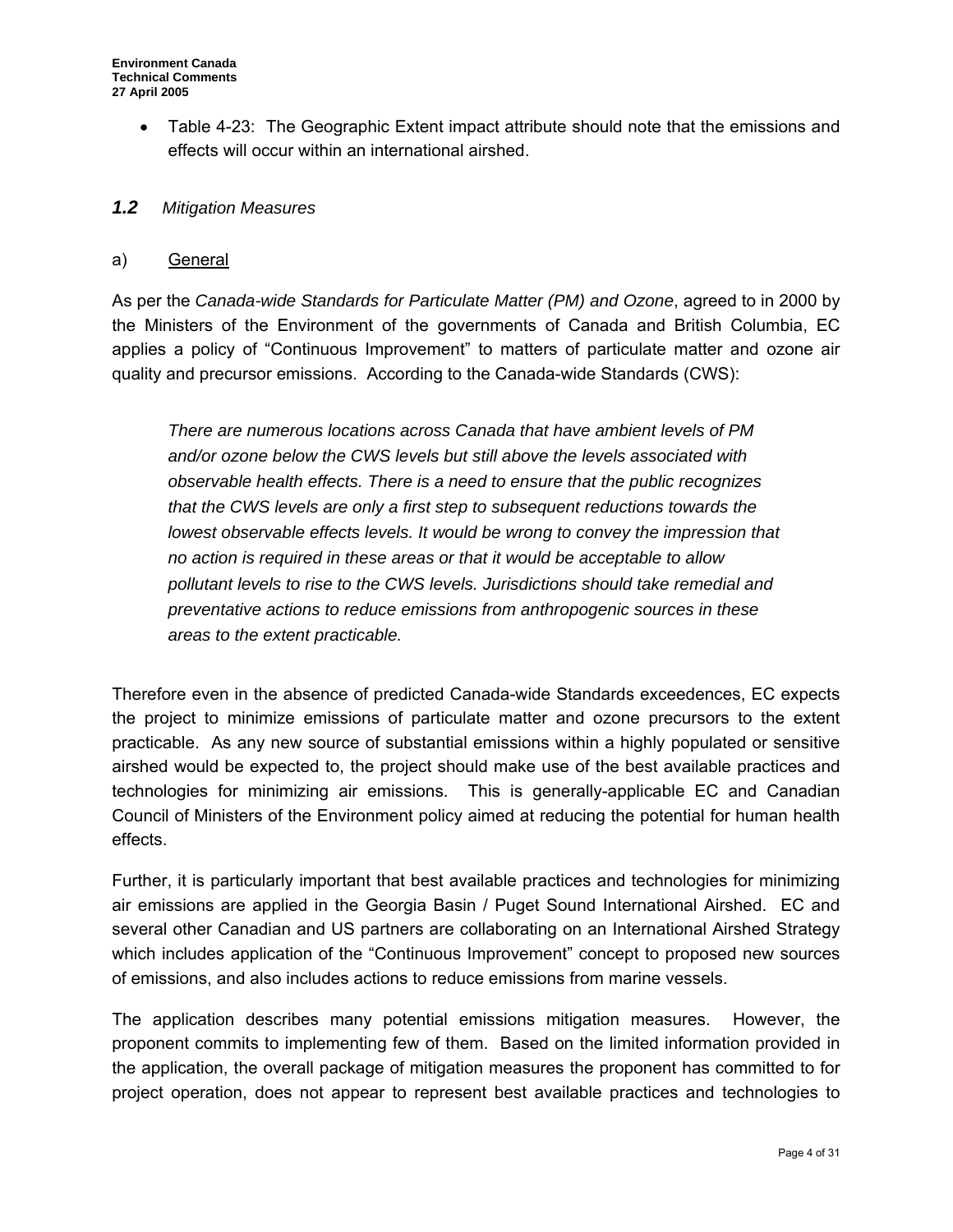- Table 4-23: The Geographic Extent impact attribute should note that the emissions and effects will occur within an international airshed.

### ***1.2*** *Mitigation Measures*

a) <u>General</u>

As per the *Canada-wide Standards for Particulate Matter (PM) and Ozone*, agreed to in 2000 by the Ministers of the Environment of the governments of Canada and British Columbia, EC applies a policy of "Continuous Improvement" to matters of particulate matter and ozone air quality and precursor emissions. According to the Canada-wide Standards (CWS):

> *There are numerous locations across Canada that have ambient levels of PM and/or ozone below the CWS levels but still above the levels associated with observable health effects. There is a need to ensure that the public recognizes that the CWS levels are only a first step to subsequent reductions towards the lowest observable effects levels. It would be wrong to convey the impression that no action is required in these areas or that it would be acceptable to allow pollutant levels to rise to the CWS levels. Jurisdictions should take remedial and preventative actions to reduce emissions from anthropogenic sources in these areas to the extent practicable.*

Therefore even in the absence of predicted Canada-wide Standards exceedences, EC expects the project to minimize emissions of particulate matter and ozone precursors to the extent practicable. As any new source of substantial emissions within a highly populated or sensitive airshed would be expected to, the project should make use of the best available practices and technologies for minimizing air emissions. This is generally-applicable EC and Canadian Council of Ministers of the Environment policy aimed at reducing the potential for human health effects.

Further, it is particularly important that best available practices and technologies for minimizing air emissions are applied in the Georgia Basin / Puget Sound International Airshed. EC and several other Canadian and US partners are collaborating on an International Airshed Strategy which includes application of the "Continuous Improvement" concept to proposed new sources of emissions, and also includes actions to reduce emissions from marine vessels.

The application describes many potential emissions mitigation measures. However, the proponent commits to implementing few of them. Based on the limited information provided in the application, the overall package of mitigation measures the proponent has committed to for project operation, does not appear to represent best available practices and technologies to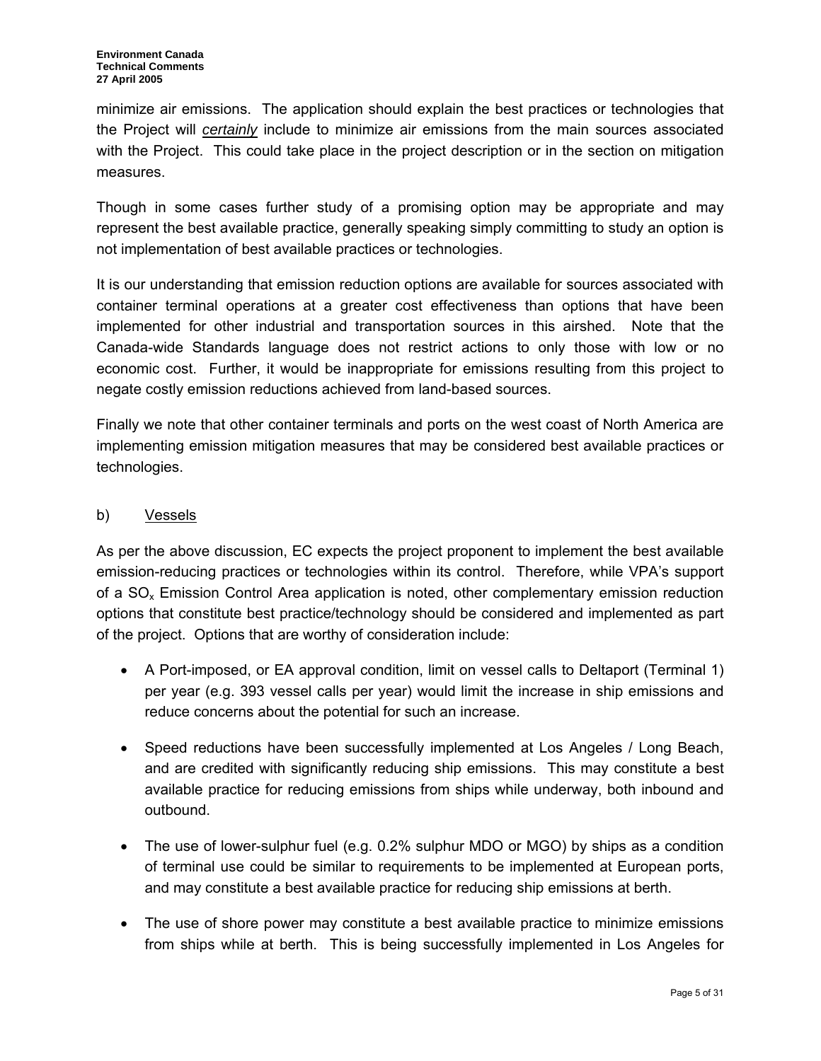minimize air emissions. The application should explain the best practices or technologies that the Project will *certainly* include to minimize air emissions from the main sources associated with the Project. This could take place in the project description or in the section on mitigation measures.

Though in some cases further study of a promising option may be appropriate and may represent the best available practice, generally speaking simply committing to study an option is not implementation of best available practices or technologies.

It is our understanding that emission reduction options are available for sources associated with container terminal operations at a greater cost effectiveness than options that have been implemented for other industrial and transportation sources in this airshed. Note that the Canada-wide Standards language does not restrict actions to only those with low or no economic cost. Further, it would be inappropriate for emissions resulting from this project to negate costly emission reductions achieved from land-based sources.

Finally we note that other container terminals and ports on the west coast of North America are implementing emission mitigation measures that may be considered best available practices or technologies.

b) Vessels

As per the above discussion, EC expects the project proponent to implement the best available emission-reducing practices or technologies within its control. Therefore, while VPA's support of a $SO_x$ Emission Control Area application is noted, other complementary emission reduction options that constitute best practice/technology should be considered and implemented as part of the project. Options that are worthy of consideration include:

- A Port-imposed, or EA approval condition, limit on vessel calls to Deltaport (Terminal 1) per year (e.g. 393 vessel calls per year) would limit the increase in ship emissions and reduce concerns about the potential for such an increase.
- Speed reductions have been successfully implemented at Los Angeles / Long Beach, and are credited with significantly reducing ship emissions. This may constitute a best available practice for reducing emissions from ships while underway, both inbound and outbound.
- The use of lower-sulphur fuel (e.g. 0.2% sulphur MDO or MGO) by ships as a condition of terminal use could be similar to requirements to be implemented at European ports, and may constitute a best available practice for reducing ship emissions at berth.
- The use of shore power may constitute a best available practice to minimize emissions from ships while at berth. This is being successfully implemented in Los Angeles for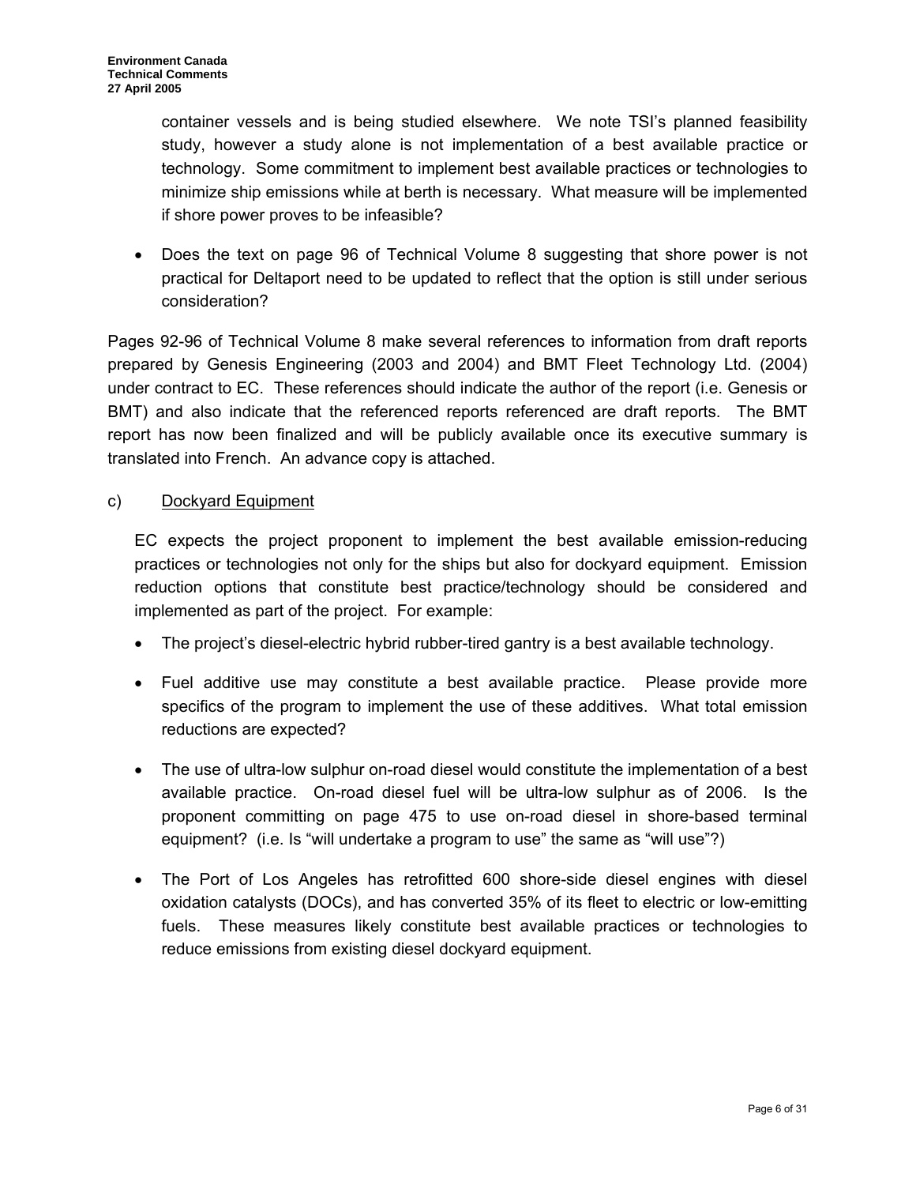container vessels and is being studied elsewhere. We note TSI's planned feasibility study, however a study alone is not implementation of a best available practice or technology. Some commitment to implement best available practices or technologies to minimize ship emissions while at berth is necessary. What measure will be implemented if shore power proves to be infeasible?

- Does the text on page 96 of Technical Volume 8 suggesting that shore power is not practical for Deltaport need to be updated to reflect that the option is still under serious consideration?

Pages 92-96 of Technical Volume 8 make several references to information from draft reports prepared by Genesis Engineering (2003 and 2004) and BMT Fleet Technology Ltd. (2004) under contract to EC. These references should indicate the author of the report (i.e. Genesis or BMT) and also indicate that the referenced reports referenced are draft reports. The BMT report has now been finalized and will be publicly available once its executive summary is translated into French. An advance copy is attached.

c) Dockyard Equipment

EC expects the project proponent to implement the best available emission-reducing practices or technologies not only for the ships but also for dockyard equipment. Emission reduction options that constitute best practice/technology should be considered and implemented as part of the project. For example:

- The project's diesel-electric hybrid rubber-tired gantry is a best available technology.
- Fuel additive use may constitute a best available practice. Please provide more specifics of the program to implement the use of these additives. What total emission reductions are expected?
- The use of ultra-low sulphur on-road diesel would constitute the implementation of a best available practice. On-road diesel fuel will be ultra-low sulphur as of 2006. Is the proponent committing on page 475 to use on-road diesel in shore-based terminal equipment? (i.e. Is "will undertake a program to use" the same as "will use"?)
- The Port of Los Angeles has retrofitted 600 shore-side diesel engines with diesel oxidation catalysts (DOCs), and has converted 35% of its fleet to electric or low-emitting fuels. These measures likely constitute best available practices or technologies to reduce emissions from existing diesel dockyard equipment.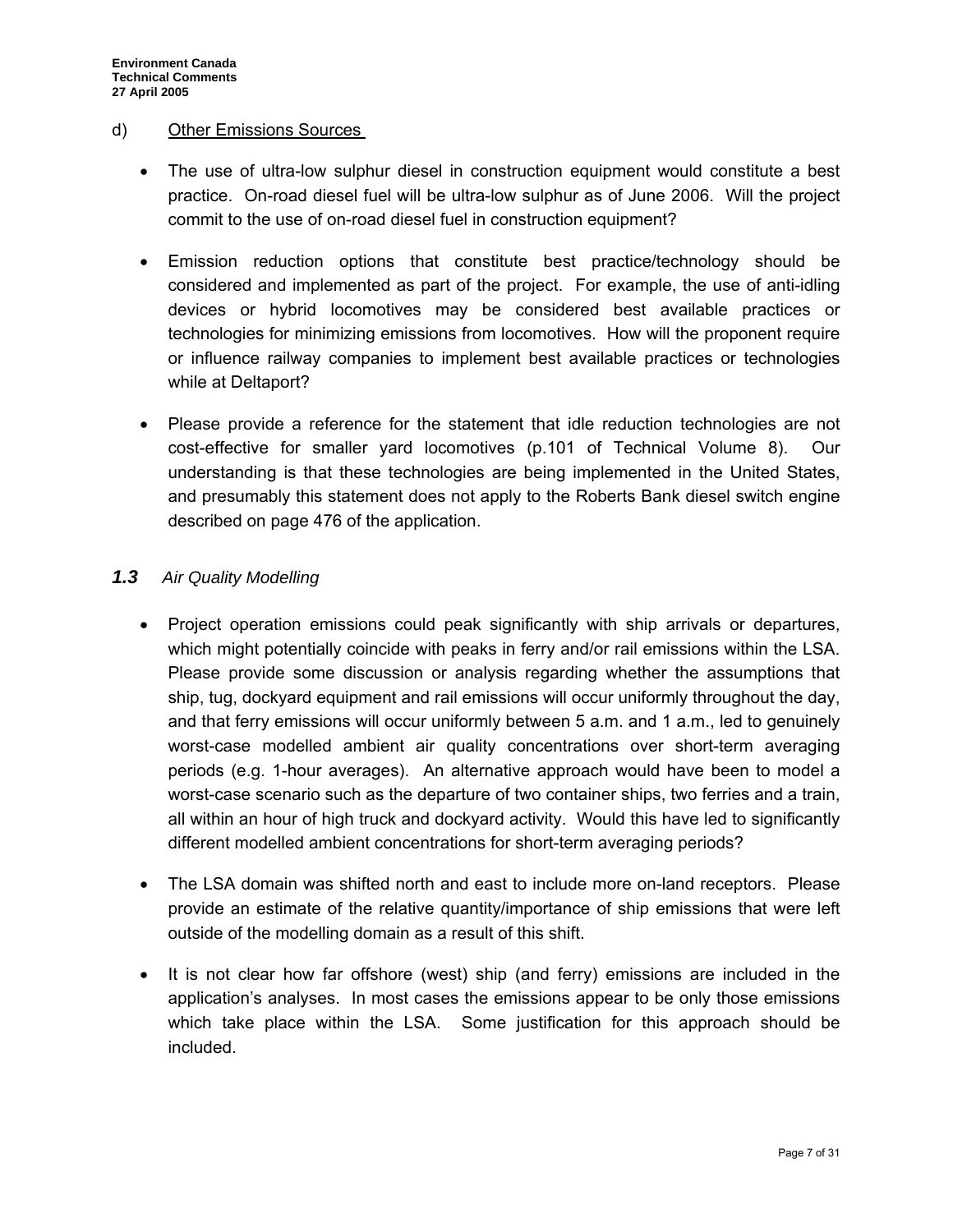d) Other Emissions Sources

- The use of ultra-low sulphur diesel in construction equipment would constitute a best practice. On-road diesel fuel will be ultra-low sulphur as of June 2006. Will the project commit to the use of on-road diesel fuel in construction equipment?

- Emission reduction options that constitute best practice/technology should be considered and implemented as part of the project. For example, the use of anti-idling devices or hybrid locomotives may be considered best available practices or technologies for minimizing emissions from locomotives. How will the proponent require or influence railway companies to implement best available practices or technologies while at Deltaport?

- Please provide a reference for the statement that idle reduction technologies are not cost-effective for smaller yard locomotives (p.101 of Technical Volume 8). Our understanding is that these technologies are being implemented in the United States, and presumably this statement does not apply to the Roberts Bank diesel switch engine described on page 476 of the application.

### ***1.3*** *Air Quality Modelling*

- Project operation emissions could peak significantly with ship arrivals or departures, which might potentially coincide with peaks in ferry and/or rail emissions within the LSA. Please provide some discussion or analysis regarding whether the assumptions that ship, tug, dockyard equipment and rail emissions will occur uniformly throughout the day, and that ferry emissions will occur uniformly between 5 a.m. and 1 a.m., led to genuinely worst-case modelled ambient air quality concentrations over short-term averaging periods (e.g. 1-hour averages). An alternative approach would have been to model a worst-case scenario such as the departure of two container ships, two ferries and a train, all within an hour of high truck and dockyard activity. Would this have led to significantly different modelled ambient concentrations for short-term averaging periods?

- The LSA domain was shifted north and east to include more on-land receptors. Please provide an estimate of the relative quantity/importance of ship emissions that were left outside of the modelling domain as a result of this shift.

- It is not clear how far offshore (west) ship (and ferry) emissions are included in the application's analyses. In most cases the emissions appear to be only those emissions which take place within the LSA. Some justification for this approach should be included.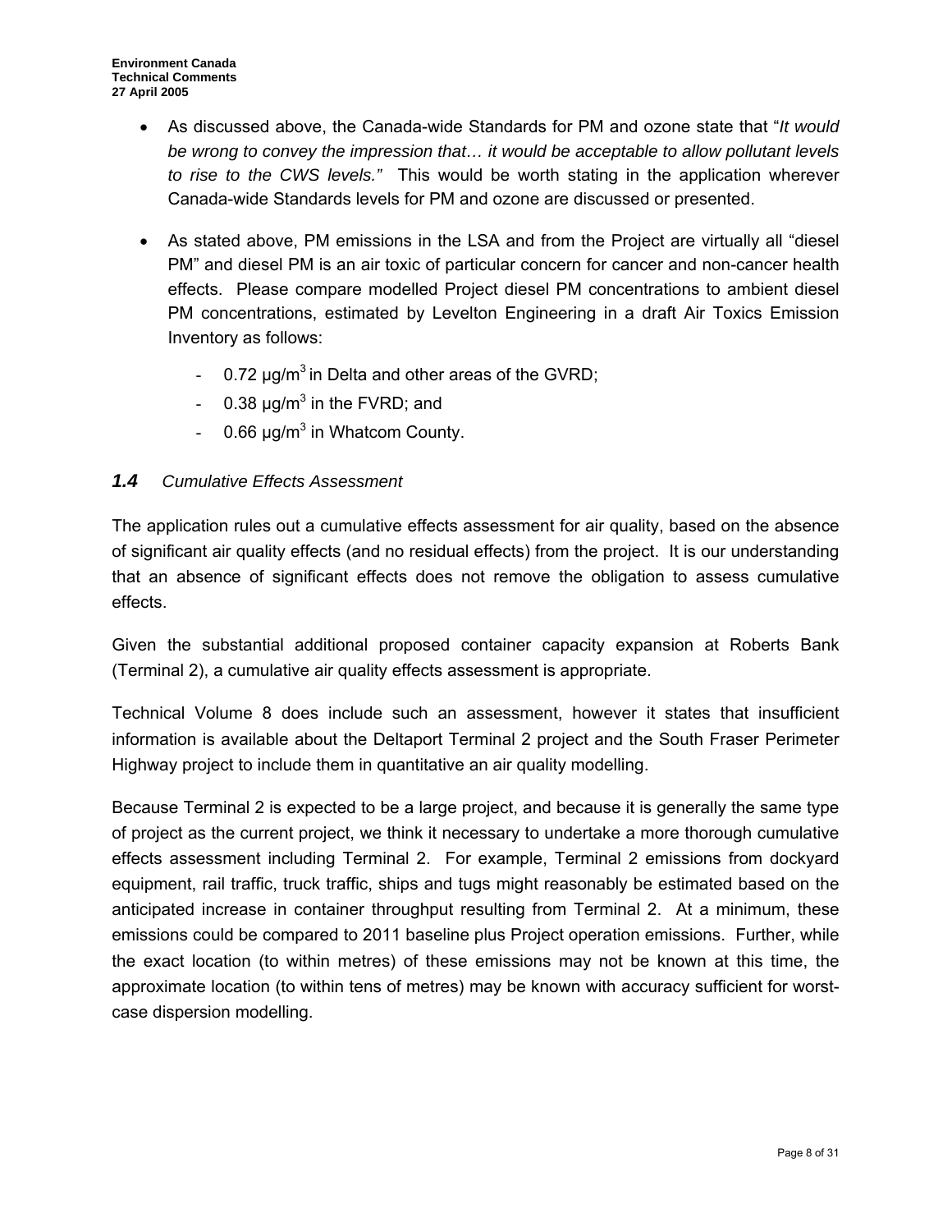- As discussed above, the Canada-wide Standards for PM and ozone state that "*It would be wrong to convey the impression that… it would be acceptable to allow pollutant levels to rise to the CWS levels."* This would be worth stating in the application wherever Canada-wide Standards levels for PM and ozone are discussed or presented.

- As stated above, PM emissions in the LSA and from the Project are virtually all "diesel PM" and diesel PM is an air toxic of particular concern for cancer and non-cancer health effects. Please compare modelled Project diesel PM concentrations to ambient diesel PM concentrations, estimated by Levelton Engineering in a draft Air Toxics Emission Inventory as follows:

  - 0.72 μg/$m^3$ in Delta and other areas of the GVRD;
  - 0.38 μg/$m^3$ in the FVRD; and
  - 0.66 μg/$m^3$ in Whatcom County.

### *1.4* *Cumulative Effects Assessment*

The application rules out a cumulative effects assessment for air quality, based on the absence of significant air quality effects (and no residual effects) from the project. It is our understanding that an absence of significant effects does not remove the obligation to assess cumulative effects.

Given the substantial additional proposed container capacity expansion at Roberts Bank (Terminal 2), a cumulative air quality effects assessment is appropriate.

Technical Volume 8 does include such an assessment, however it states that insufficient information is available about the Deltaport Terminal 2 project and the South Fraser Perimeter Highway project to include them in quantitative an air quality modelling.

Because Terminal 2 is expected to be a large project, and because it is generally the same type of project as the current project, we think it necessary to undertake a more thorough cumulative effects assessment including Terminal 2. For example, Terminal 2 emissions from dockyard equipment, rail traffic, truck traffic, ships and tugs might reasonably be estimated based on the anticipated increase in container throughput resulting from Terminal 2. At a minimum, these emissions could be compared to 2011 baseline plus Project operation emissions. Further, while the exact location (to within metres) of these emissions may not be known at this time, the approximate location (to within tens of metres) may be known with accuracy sufficient for worst-case dispersion modelling.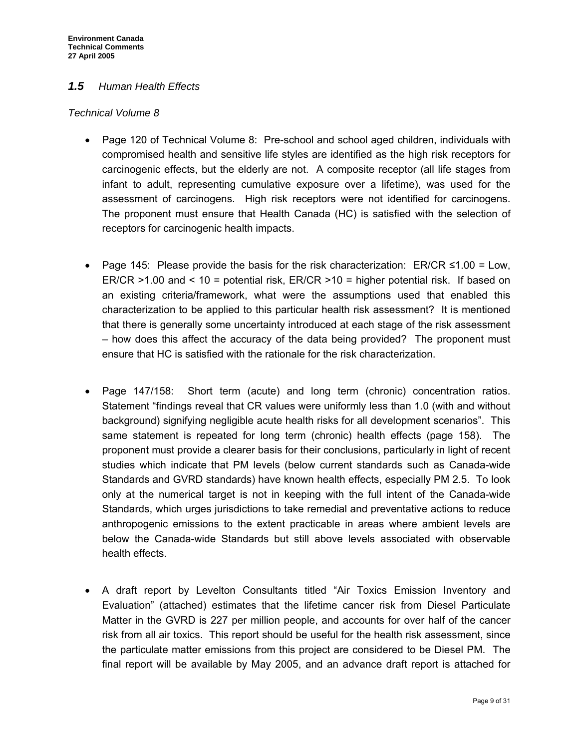### *1.5 Human Health Effects*

*Technical Volume 8*

- Page 120 of Technical Volume 8: Pre-school and school aged children, individuals with compromised health and sensitive life styles are identified as the high risk receptors for carcinogenic effects, but the elderly are not. A composite receptor (all life stages from infant to adult, representing cumulative exposure over a lifetime), was used for the assessment of carcinogens. High risk receptors were not identified for carcinogens. The proponent must ensure that Health Canada (HC) is satisfied with the selection of receptors for carcinogenic health impacts.

- Page 145: Please provide the basis for the risk characterization: ER/CR ≤1.00 = Low, ER/CR >1.00 and < 10 = potential risk, ER/CR >10 = higher potential risk. If based on an existing criteria/framework, what were the assumptions used that enabled this characterization to be applied to this particular health risk assessment? It is mentioned that there is generally some uncertainty introduced at each stage of the risk assessment – how does this affect the accuracy of the data being provided? The proponent must ensure that HC is satisfied with the rationale for the risk characterization.

- Page 147/158: Short term (acute) and long term (chronic) concentration ratios. Statement "findings reveal that CR values were uniformly less than 1.0 (with and without background) signifying negligible acute health risks for all development scenarios". This same statement is repeated for long term (chronic) health effects (page 158). The proponent must provide a clearer basis for their conclusions, particularly in light of recent studies which indicate that PM levels (below current standards such as Canada-wide Standards and GVRD standards) have known health effects, especially PM 2.5. To look only at the numerical target is not in keeping with the full intent of the Canada-wide Standards, which urges jurisdictions to take remedial and preventative actions to reduce anthropogenic emissions to the extent practicable in areas where ambient levels are below the Canada-wide Standards but still above levels associated with observable health effects.

- A draft report by Levelton Consultants titled "Air Toxics Emission Inventory and Evaluation" (attached) estimates that the lifetime cancer risk from Diesel Particulate Matter in the GVRD is 227 per million people, and accounts for over half of the cancer risk from all air toxics. This report should be useful for the health risk assessment, since the particulate matter emissions from this project are considered to be Diesel PM. The final report will be available by May 2005, and an advance draft report is attached for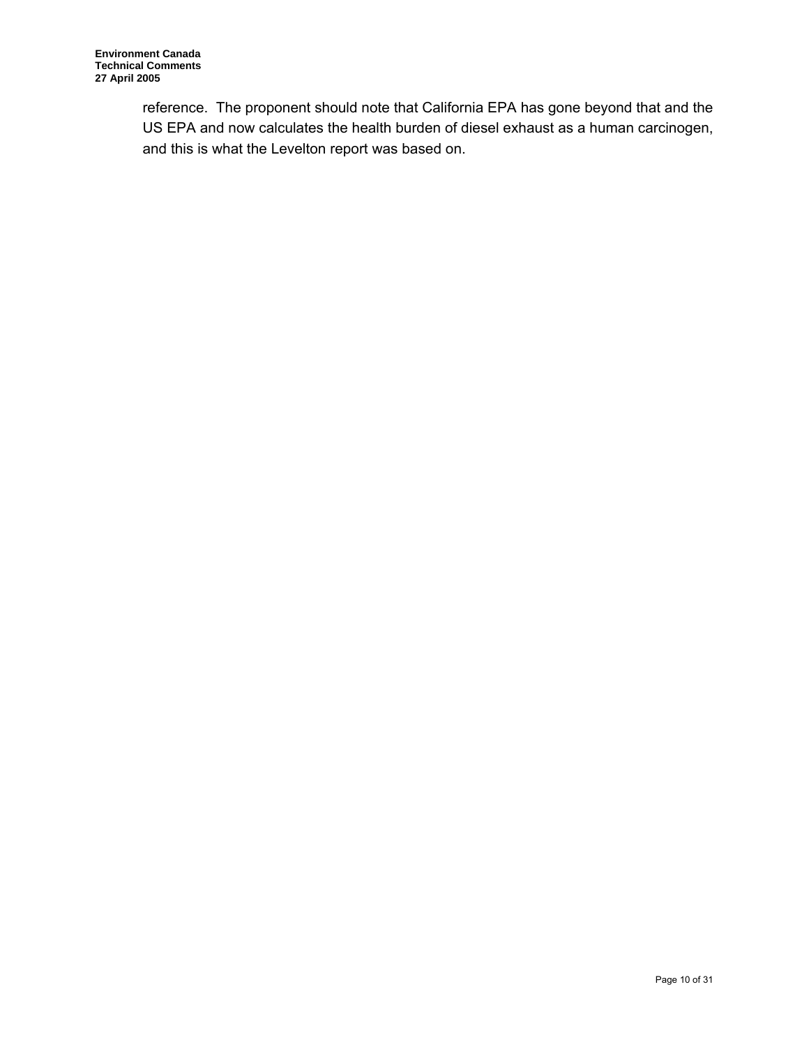reference. The proponent should note that California EPA has gone beyond that and the US EPA and now calculates the health burden of diesel exhaust as a human carcinogen, and this is what the Levelton report was based on.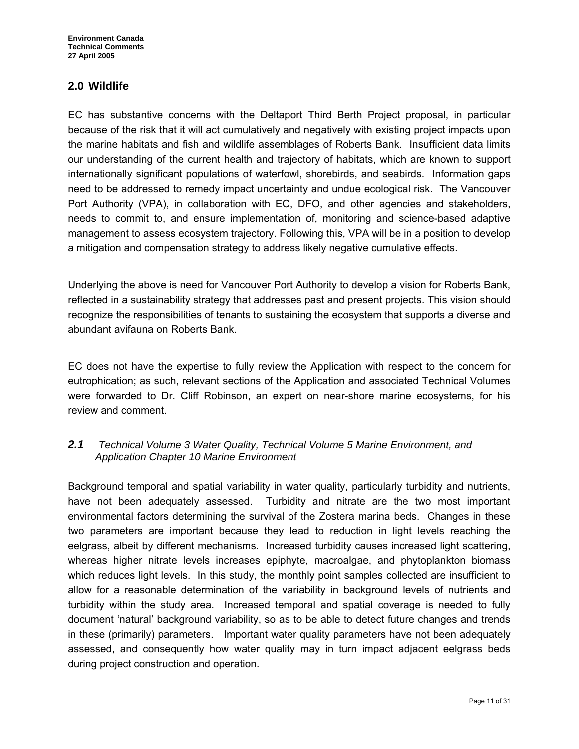## 2.0 Wildlife

EC has substantive concerns with the Deltaport Third Berth Project proposal, in particular because of the risk that it will act cumulatively and negatively with existing project impacts upon the marine habitats and fish and wildlife assemblages of Roberts Bank. Insufficient data limits our understanding of the current health and trajectory of habitats, which are known to support internationally significant populations of waterfowl, shorebirds, and seabirds. Information gaps need to be addressed to remedy impact uncertainty and undue ecological risk. The Vancouver Port Authority (VPA), in collaboration with EC, DFO, and other agencies and stakeholders, needs to commit to, and ensure implementation of, monitoring and science-based adaptive management to assess ecosystem trajectory. Following this, VPA will be in a position to develop a mitigation and compensation strategy to address likely negative cumulative effects.

Underlying the above is need for Vancouver Port Authority to develop a vision for Roberts Bank, reflected in a sustainability strategy that addresses past and present projects. This vision should recognize the responsibilities of tenants to sustaining the ecosystem that supports a diverse and abundant avifauna on Roberts Bank.

EC does not have the expertise to fully review the Application with respect to the concern for eutrophication; as such, relevant sections of the Application and associated Technical Volumes were forwarded to Dr. Cliff Robinson, an expert on near-shore marine ecosystems, for his review and comment.

### *2.1 Technical Volume 3 Water Quality, Technical Volume 5 Marine Environment, and Application Chapter 10 Marine Environment*

Background temporal and spatial variability in water quality, particularly turbidity and nutrients, have not been adequately assessed. Turbidity and nitrate are the two most important environmental factors determining the survival of the Zostera marina beds. Changes in these two parameters are important because they lead to reduction in light levels reaching the eelgrass, albeit by different mechanisms. Increased turbidity causes increased light scattering, whereas higher nitrate levels increases epiphyte, macroalgae, and phytoplankton biomass which reduces light levels. In this study, the monthly point samples collected are insufficient to allow for a reasonable determination of the variability in background levels of nutrients and turbidity within the study area. Increased temporal and spatial coverage is needed to fully document 'natural' background variability, so as to be able to detect future changes and trends in these (primarily) parameters. Important water quality parameters have not been adequately assessed, and consequently how water quality may in turn impact adjacent eelgrass beds during project construction and operation.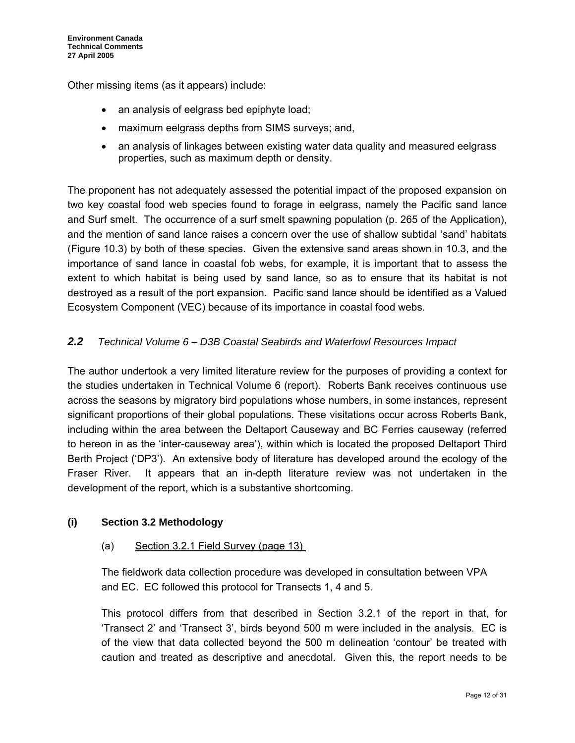Other missing items (as it appears) include:

- an analysis of eelgrass bed epiphyte load;
- maximum eelgrass depths from SIMS surveys; and,
- an analysis of linkages between existing water data quality and measured eelgrass properties, such as maximum depth or density.

The proponent has not adequately assessed the potential impact of the proposed expansion on two key coastal food web species found to forage in eelgrass, namely the Pacific sand lance and Surf smelt. The occurrence of a surf smelt spawning population (p. 265 of the Application), and the mention of sand lance raises a concern over the use of shallow subtidal 'sand' habitats (Figure 10.3) by both of these species. Given the extensive sand areas shown in 10.3, and the importance of sand lance in coastal fob webs, for example, it is important that to assess the extent to which habitat is being used by sand lance, so as to ensure that its habitat is not destroyed as a result of the port expansion. Pacific sand lance should be identified as a Valued Ecosystem Component (VEC) because of its importance in coastal food webs.

## *2.2 Technical Volume 6 – D3B Coastal Seabirds and Waterfowl Resources Impact*

The author undertook a very limited literature review for the purposes of providing a context for the studies undertaken in Technical Volume 6 (report). Roberts Bank receives continuous use across the seasons by migratory bird populations whose numbers, in some instances, represent significant proportions of their global populations. These visitations occur across Roberts Bank, including within the area between the Deltaport Causeway and BC Ferries causeway (referred to hereon in as the 'inter-causeway area'), within which is located the proposed Deltaport Third Berth Project ('DP3'). An extensive body of literature has developed around the ecology of the Fraser River. It appears that an in-depth literature review was not undertaken in the development of the report, which is a substantive shortcoming.

### (i) Section 3.2 Methodology

(a) Section 3.2.1 Field Survey (page 13)

The fieldwork data collection procedure was developed in consultation between VPA and EC. EC followed this protocol for Transects 1, 4 and 5.

This protocol differs from that described in Section 3.2.1 of the report in that, for 'Transect 2' and 'Transect 3', birds beyond 500 m were included in the analysis. EC is of the view that data collected beyond the 500 m delineation 'contour' be treated with caution and treated as descriptive and anecdotal. Given this, the report needs to be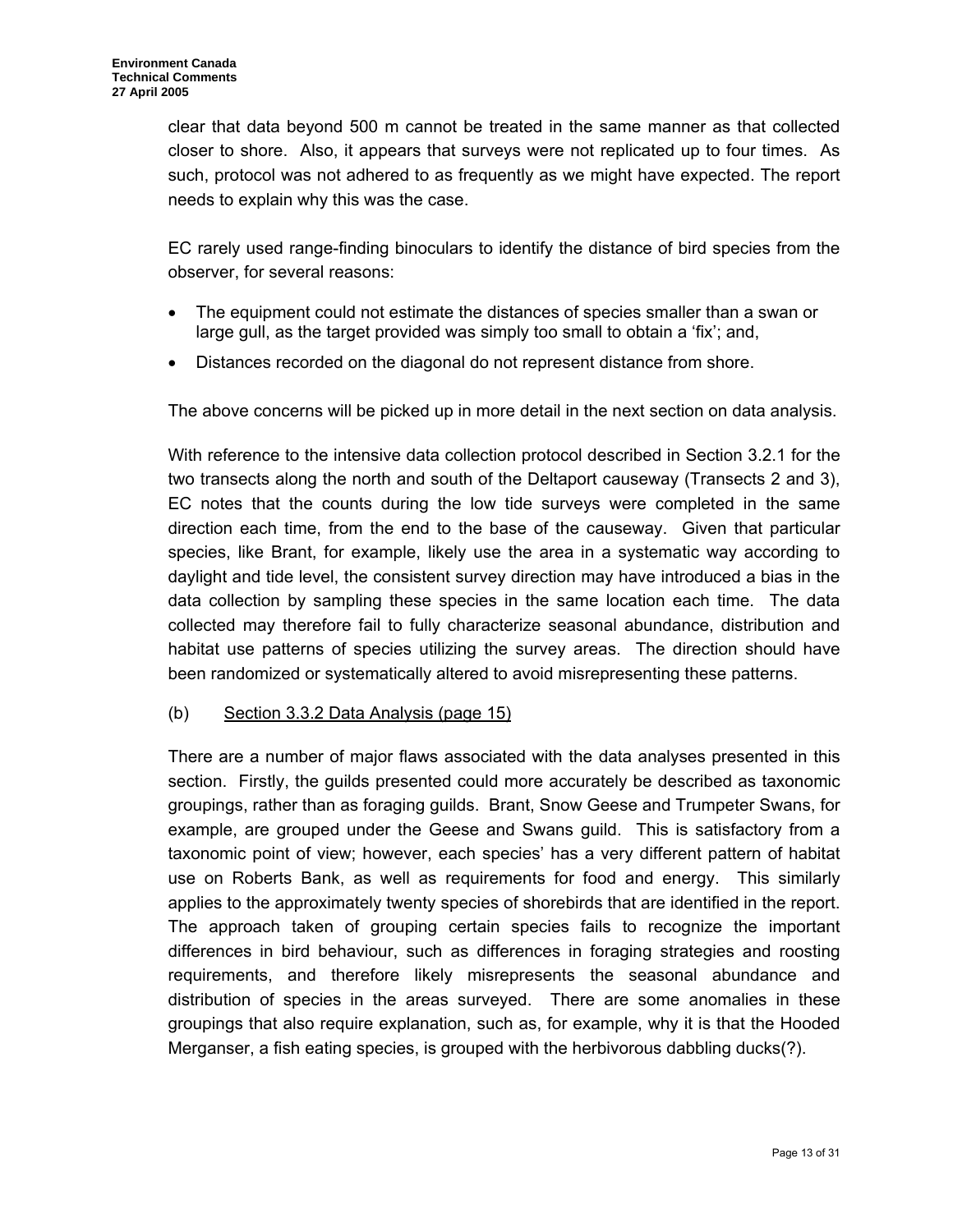clear that data beyond 500 m cannot be treated in the same manner as that collected closer to shore. Also, it appears that surveys were not replicated up to four times. As such, protocol was not adhered to as frequently as we might have expected. The report needs to explain why this was the case.

EC rarely used range-finding binoculars to identify the distance of bird species from the observer, for several reasons:

- The equipment could not estimate the distances of species smaller than a swan or large gull, as the target provided was simply too small to obtain a 'fix'; and,
- Distances recorded on the diagonal do not represent distance from shore.

The above concerns will be picked up in more detail in the next section on data analysis.

With reference to the intensive data collection protocol described in Section 3.2.1 for the two transects along the north and south of the Deltaport causeway (Transects 2 and 3), EC notes that the counts during the low tide surveys were completed in the same direction each time, from the end to the base of the causeway. Given that particular species, like Brant, for example, likely use the area in a systematic way according to daylight and tide level, the consistent survey direction may have introduced a bias in the data collection by sampling these species in the same location each time. The data collected may therefore fail to fully characterize seasonal abundance, distribution and habitat use patterns of species utilizing the survey areas. The direction should have been randomized or systematically altered to avoid misrepresenting these patterns.

(b) Section 3.3.2 Data Analysis (page 15)

There are a number of major flaws associated with the data analyses presented in this section. Firstly, the guilds presented could more accurately be described as taxonomic groupings, rather than as foraging guilds. Brant, Snow Geese and Trumpeter Swans, for example, are grouped under the Geese and Swans guild. This is satisfactory from a taxonomic point of view; however, each species' has a very different pattern of habitat use on Roberts Bank, as well as requirements for food and energy. This similarly applies to the approximately twenty species of shorebirds that are identified in the report. The approach taken of grouping certain species fails to recognize the important differences in bird behaviour, such as differences in foraging strategies and roosting requirements, and therefore likely misrepresents the seasonal abundance and distribution of species in the areas surveyed. There are some anomalies in these groupings that also require explanation, such as, for example, why it is that the Hooded Merganser, a fish eating species, is grouped with the herbivorous dabbling ducks(?).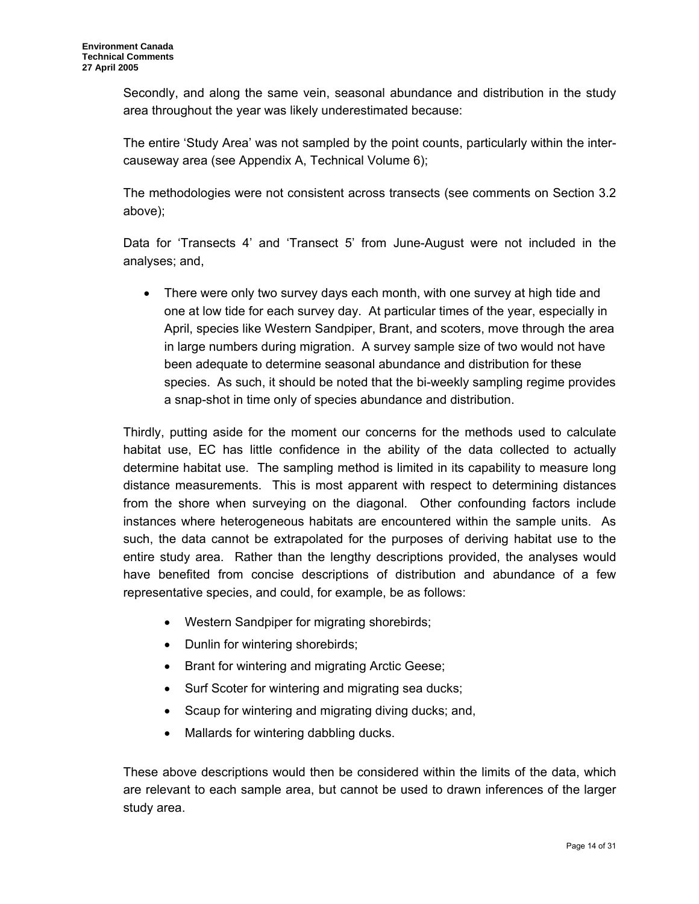Secondly, and along the same vein, seasonal abundance and distribution in the study area throughout the year was likely underestimated because:

The entire 'Study Area' was not sampled by the point counts, particularly within the inter-causeway area (see Appendix A, Technical Volume 6);

The methodologies were not consistent across transects (see comments on Section 3.2 above);

Data for 'Transects 4' and 'Transect 5' from June-August were not included in the analyses; and,

- There were only two survey days each month, with one survey at high tide and one at low tide for each survey day. At particular times of the year, especially in April, species like Western Sandpiper, Brant, and scoters, move through the area in large numbers during migration. A survey sample size of two would not have been adequate to determine seasonal abundance and distribution for these species. As such, it should be noted that the bi-weekly sampling regime provides a snap-shot in time only of species abundance and distribution.

Thirdly, putting aside for the moment our concerns for the methods used to calculate habitat use, EC has little confidence in the ability of the data collected to actually determine habitat use. The sampling method is limited in its capability to measure long distance measurements. This is most apparent with respect to determining distances from the shore when surveying on the diagonal. Other confounding factors include instances where heterogeneous habitats are encountered within the sample units. As such, the data cannot be extrapolated for the purposes of deriving habitat use to the entire study area. Rather than the lengthy descriptions provided, the analyses would have benefited from concise descriptions of distribution and abundance of a few representative species, and could, for example, be as follows:

- Western Sandpiper for migrating shorebirds;
- Dunlin for wintering shorebirds;
- Brant for wintering and migrating Arctic Geese;
- Surf Scoter for wintering and migrating sea ducks;
- Scaup for wintering and migrating diving ducks; and,
- Mallards for wintering dabbling ducks.

These above descriptions would then be considered within the limits of the data, which are relevant to each sample area, but cannot be used to drawn inferences of the larger study area.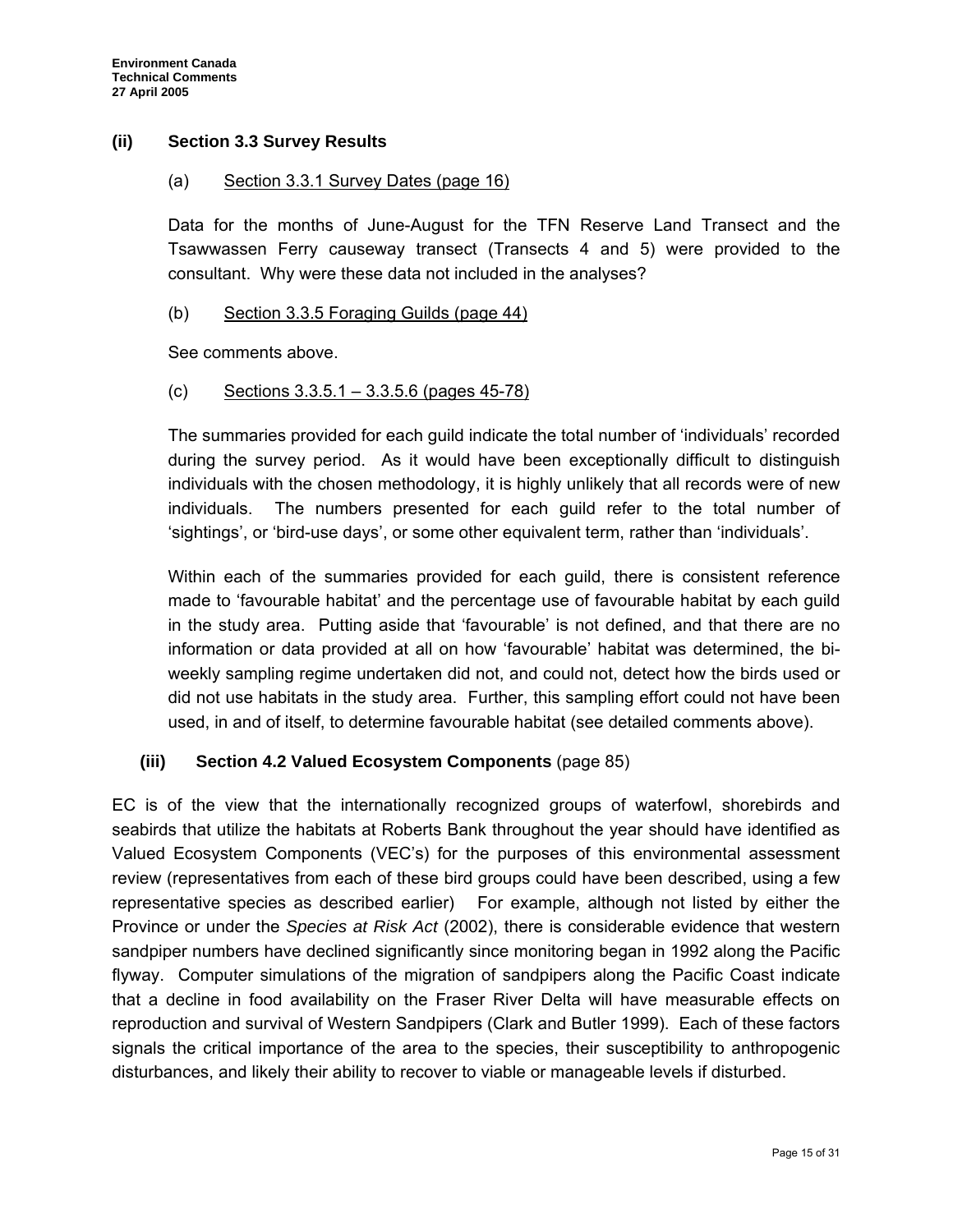### (ii) Section 3.3 Survey Results

(a) Section 3.3.1 Survey Dates (page 16)

Data for the months of June-August for the TFN Reserve Land Transect and the Tsawwassen Ferry causeway transect (Transects 4 and 5) were provided to the consultant. Why were these data not included in the analyses?

(b) Section 3.3.5 Foraging Guilds (page 44)

See comments above.

(c) Sections 3.3.5.1 – 3.3.5.6 (pages 45-78)

The summaries provided for each guild indicate the total number of 'individuals' recorded during the survey period. As it would have been exceptionally difficult to distinguish individuals with the chosen methodology, it is highly unlikely that all records were of new individuals. The numbers presented for each guild refer to the total number of 'sightings', or 'bird-use days', or some other equivalent term, rather than 'individuals'.

Within each of the summaries provided for each guild, there is consistent reference made to 'favourable habitat' and the percentage use of favourable habitat by each guild in the study area. Putting aside that 'favourable' is not defined, and that there are no information or data provided at all on how 'favourable' habitat was determined, the bi-weekly sampling regime undertaken did not, and could not, detect how the birds used or did not use habitats in the study area. Further, this sampling effort could not have been used, in and of itself, to determine favourable habitat (see detailed comments above).

### (iii) Section 4.2 Valued Ecosystem Components (page 85)

EC is of the view that the internationally recognized groups of waterfowl, shorebirds and seabirds that utilize the habitats at Roberts Bank throughout the year should have identified as Valued Ecosystem Components (VEC's) for the purposes of this environmental assessment review (representatives from each of these bird groups could have been described, using a few representative species as described earlier) For example, although not listed by either the Province or under the *Species at Risk Act* (2002), there is considerable evidence that western sandpiper numbers have declined significantly since monitoring began in 1992 along the Pacific flyway. Computer simulations of the migration of sandpipers along the Pacific Coast indicate that a decline in food availability on the Fraser River Delta will have measurable effects on reproduction and survival of Western Sandpipers (Clark and Butler 1999). Each of these factors signals the critical importance of the area to the species, their susceptibility to anthropogenic disturbances, and likely their ability to recover to viable or manageable levels if disturbed.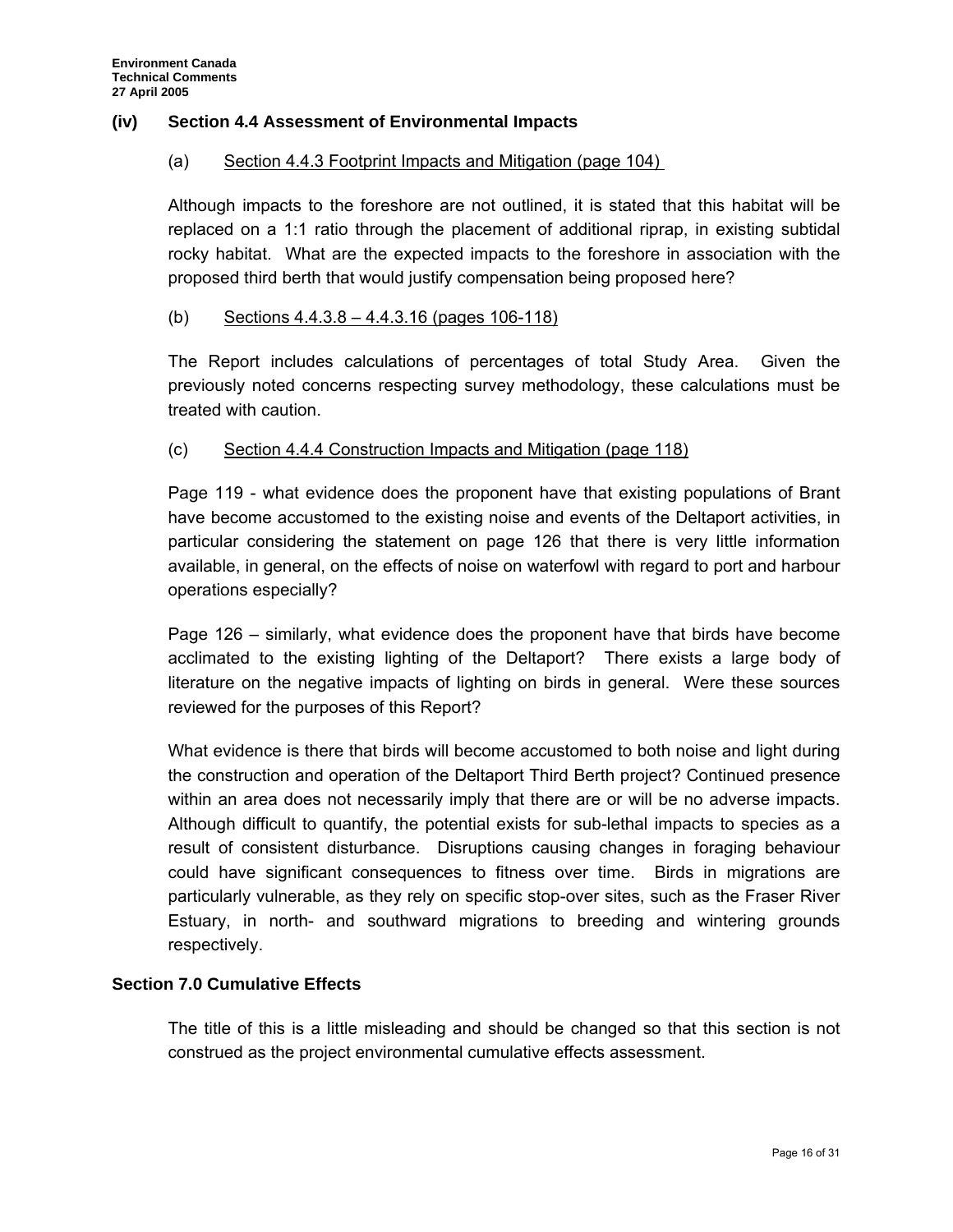### (iv) Section 4.4 Assessment of Environmental Impacts

(a) Section 4.4.3 Footprint Impacts and Mitigation (page 104)

Although impacts to the foreshore are not outlined, it is stated that this habitat will be replaced on a 1:1 ratio through the placement of additional riprap, in existing subtidal rocky habitat. What are the expected impacts to the foreshore in association with the proposed third berth that would justify compensation being proposed here?

(b) Sections 4.4.3.8 – 4.4.3.16 (pages 106-118)

The Report includes calculations of percentages of total Study Area. Given the previously noted concerns respecting survey methodology, these calculations must be treated with caution.

(c) Section 4.4.4 Construction Impacts and Mitigation (page 118)

Page 119 - what evidence does the proponent have that existing populations of Brant have become accustomed to the existing noise and events of the Deltaport activities, in particular considering the statement on page 126 that there is very little information available, in general, on the effects of noise on waterfowl with regard to port and harbour operations especially?

Page 126 – similarly, what evidence does the proponent have that birds have become acclimated to the existing lighting of the Deltaport? There exists a large body of literature on the negative impacts of lighting on birds in general. Were these sources reviewed for the purposes of this Report?

What evidence is there that birds will become accustomed to both noise and light during the construction and operation of the Deltaport Third Berth project? Continued presence within an area does not necessarily imply that there are or will be no adverse impacts. Although difficult to quantify, the potential exists for sub-lethal impacts to species as a result of consistent disturbance. Disruptions causing changes in foraging behaviour could have significant consequences to fitness over time. Birds in migrations are particularly vulnerable, as they rely on specific stop-over sites, such as the Fraser River Estuary, in north- and southward migrations to breeding and wintering grounds respectively.

### Section 7.0 Cumulative Effects

The title of this is a little misleading and should be changed so that this section is not construed as the project environmental cumulative effects assessment.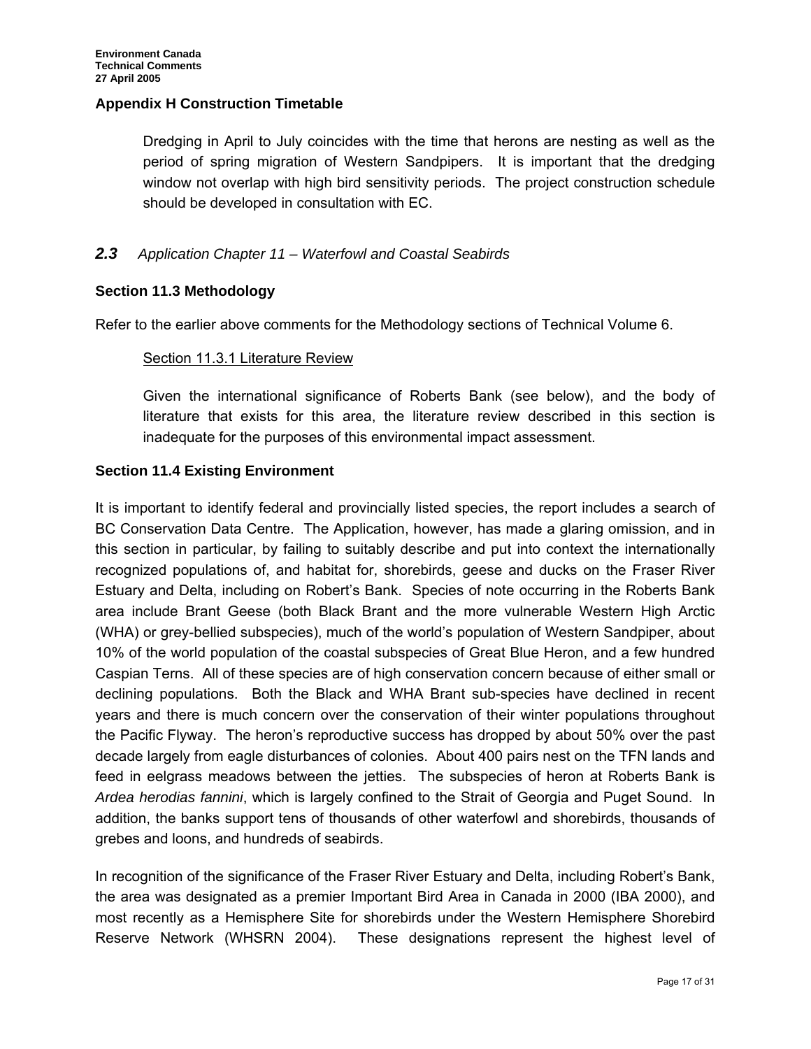### Appendix H Construction Timetable

Dredging in April to July coincides with the time that herons are nesting as well as the period of spring migration of Western Sandpipers. It is important that the dredging window not overlap with high bird sensitivity periods. The project construction schedule should be developed in consultation with EC.

## ***2.3*** *Application Chapter 11 – Waterfowl and Coastal Seabirds*

### Section 11.3 Methodology

Refer to the earlier above comments for the Methodology sections of Technical Volume 6.

Section 11.3.1 Literature Review

Given the international significance of Roberts Bank (see below), and the body of literature that exists for this area, the literature review described in this section is inadequate for the purposes of this environmental impact assessment.

### Section 11.4 Existing Environment

It is important to identify federal and provincially listed species, the report includes a search of BC Conservation Data Centre. The Application, however, has made a glaring omission, and in this section in particular, by failing to suitably describe and put into context the internationally recognized populations of, and habitat for, shorebirds, geese and ducks on the Fraser River Estuary and Delta, including on Robert's Bank. Species of note occurring in the Roberts Bank area include Brant Geese (both Black Brant and the more vulnerable Western High Arctic (WHA) or grey-bellied subspecies), much of the world's population of Western Sandpiper, about 10% of the world population of the coastal subspecies of Great Blue Heron, and a few hundred Caspian Terns. All of these species are of high conservation concern because of either small or declining populations. Both the Black and WHA Brant sub-species have declined in recent years and there is much concern over the conservation of their winter populations throughout the Pacific Flyway. The heron's reproductive success has dropped by about 50% over the past decade largely from eagle disturbances of colonies. About 400 pairs nest on the TFN lands and feed in eelgrass meadows between the jetties. The subspecies of heron at Roberts Bank is *Ardea herodias fannini*, which is largely confined to the Strait of Georgia and Puget Sound. In addition, the banks support tens of thousands of other waterfowl and shorebirds, thousands of grebes and loons, and hundreds of seabirds.

In recognition of the significance of the Fraser River Estuary and Delta, including Robert's Bank, the area was designated as a premier Important Bird Area in Canada in 2000 (IBA 2000), and most recently as a Hemisphere Site for shorebirds under the Western Hemisphere Shorebird Reserve Network (WHSRN 2004). These designations represent the highest level of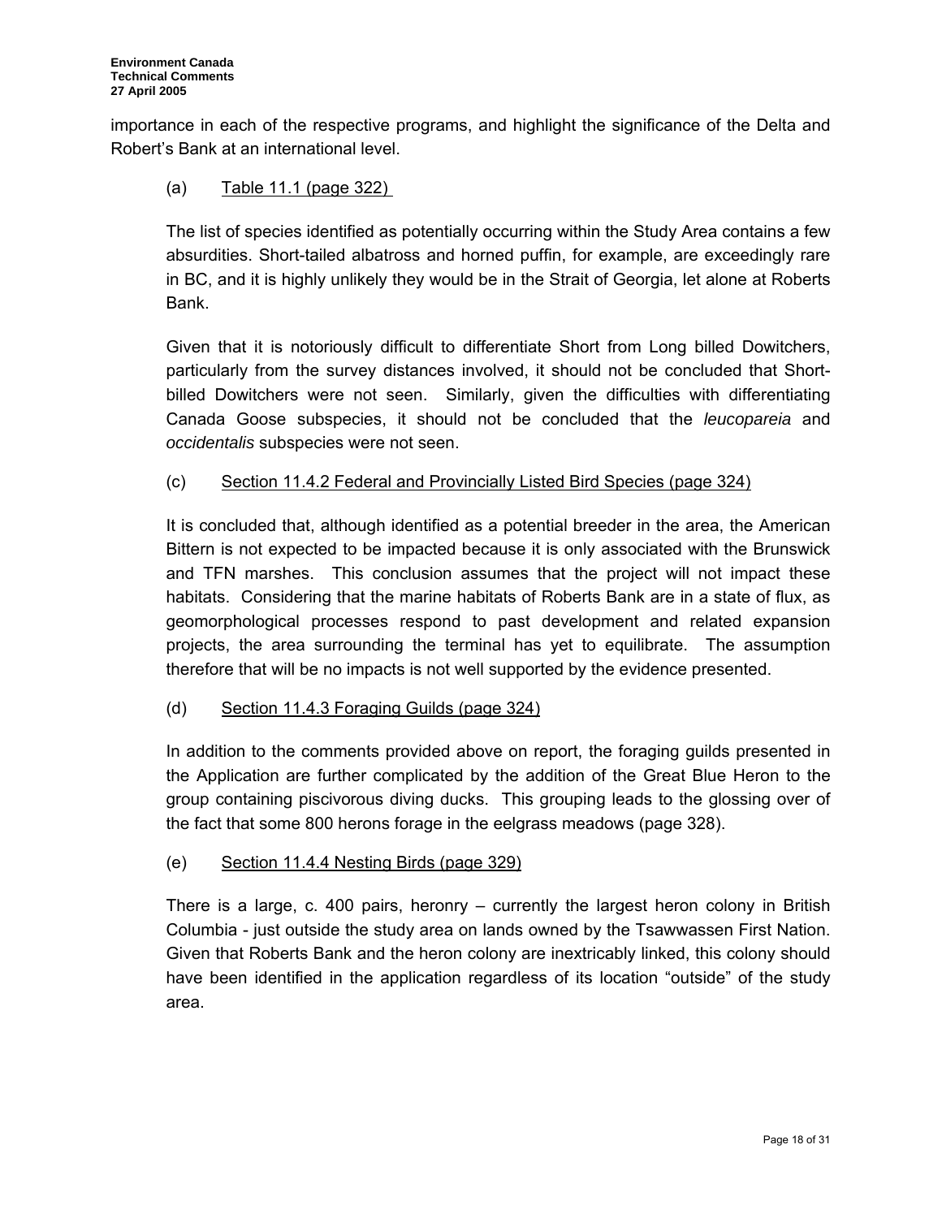importance in each of the respective programs, and highlight the significance of the Delta and Robert's Bank at an international level.

(a) Table 11.1 (page 322)

The list of species identified as potentially occurring within the Study Area contains a few absurdities. Short-tailed albatross and horned puffin, for example, are exceedingly rare in BC, and it is highly unlikely they would be in the Strait of Georgia, let alone at Roberts Bank.

Given that it is notoriously difficult to differentiate Short from Long billed Dowitchers, particularly from the survey distances involved, it should not be concluded that Short-billed Dowitchers were not seen. Similarly, given the difficulties with differentiating Canada Goose subspecies, it should not be concluded that the *leucopareia* and *occidentalis* subspecies were not seen.

(c) Section 11.4.2 Federal and Provincially Listed Bird Species (page 324)

It is concluded that, although identified as a potential breeder in the area, the American Bittern is not expected to be impacted because it is only associated with the Brunswick and TFN marshes. This conclusion assumes that the project will not impact these habitats. Considering that the marine habitats of Roberts Bank are in a state of flux, as geomorphological processes respond to past development and related expansion projects, the area surrounding the terminal has yet to equilibrate. The assumption therefore that will be no impacts is not well supported by the evidence presented.

(d) Section 11.4.3 Foraging Guilds (page 324)

In addition to the comments provided above on report, the foraging guilds presented in the Application are further complicated by the addition of the Great Blue Heron to the group containing piscivorous diving ducks. This grouping leads to the glossing over of the fact that some 800 herons forage in the eelgrass meadows (page 328).

(e) Section 11.4.4 Nesting Birds (page 329)

There is a large, c. 400 pairs, heronry – currently the largest heron colony in British Columbia - just outside the study area on lands owned by the Tsawwassen First Nation. Given that Roberts Bank and the heron colony are inextricably linked, this colony should have been identified in the application regardless of its location "outside" of the study area.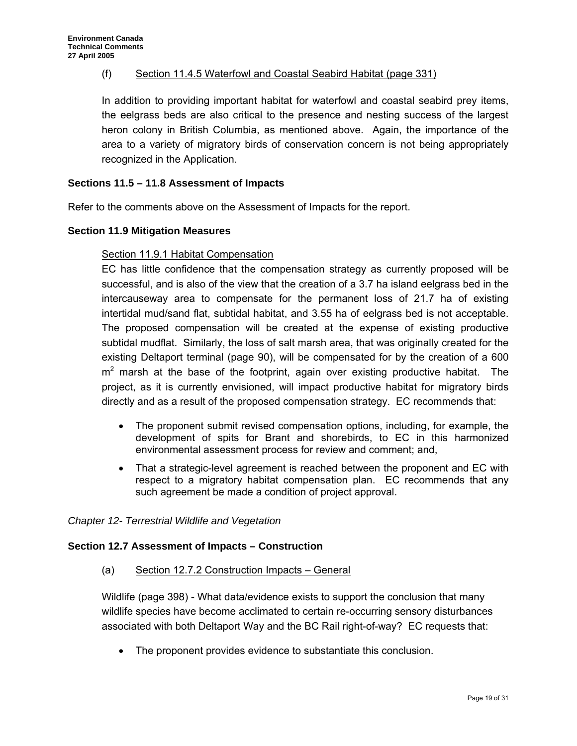(f) Section 11.4.5 Waterfowl and Coastal Seabird Habitat (page 331)

In addition to providing important habitat for waterfowl and coastal seabird prey items, the eelgrass beds are also critical to the presence and nesting success of the largest heron colony in British Columbia, as mentioned above. Again, the importance of the area to a variety of migratory birds of conservation concern is not being appropriately recognized in the Application.

**Sections 11.5 – 11.8 Assessment of Impacts**

Refer to the comments above on the Assessment of Impacts for the report.

**Section 11.9 Mitigation Measures**

Section 11.9.1 Habitat Compensation

EC has little confidence that the compensation strategy as currently proposed will be successful, and is also of the view that the creation of a 3.7 ha island eelgrass bed in the intercauseway area to compensate for the permanent loss of 21.7 ha of existing intertidal mud/sand flat, subtidal habitat, and 3.55 ha of eelgrass bed is not acceptable. The proposed compensation will be created at the expense of existing productive subtidal mudflat. Similarly, the loss of salt marsh area, that was originally created for the existing Deltaport terminal (page 90), will be compensated for by the creation of a 600 $m^2$ marsh at the base of the footprint, again over existing productive habitat. The project, as it is currently envisioned, will impact productive habitat for migratory birds directly and as a result of the proposed compensation strategy. EC recommends that:

- The proponent submit revised compensation options, including, for example, the development of spits for Brant and shorebirds, to EC in this harmonized environmental assessment process for review and comment; and,
- That a strategic-level agreement is reached between the proponent and EC with respect to a migratory habitat compensation plan. EC recommends that any such agreement be made a condition of project approval.

*Chapter 12- Terrestrial Wildlife and Vegetation*

**Section 12.7 Assessment of Impacts – Construction**

(a) Section 12.7.2 Construction Impacts – General

Wildlife (page 398) - What data/evidence exists to support the conclusion that many wildlife species have become acclimated to certain re-occurring sensory disturbances associated with both Deltaport Way and the BC Rail right-of-way? EC requests that:

- The proponent provides evidence to substantiate this conclusion.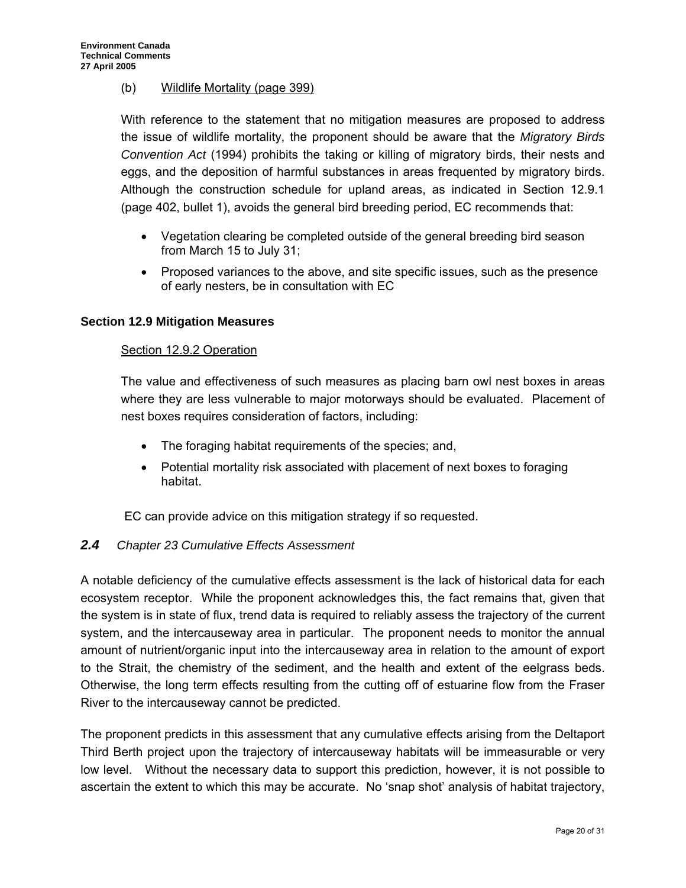(b) Wildlife Mortality (page 399)

With reference to the statement that no mitigation measures are proposed to address the issue of wildlife mortality, the proponent should be aware that the *Migratory Birds Convention Act* (1994) prohibits the taking or killing of migratory birds, their nests and eggs, and the deposition of harmful substances in areas frequented by migratory birds. Although the construction schedule for upland areas, as indicated in Section 12.9.1 (page 402, bullet 1), avoids the general bird breeding period, EC recommends that:

- Vegetation clearing be completed outside of the general breeding bird season from March 15 to July 31;
- Proposed variances to the above, and site specific issues, such as the presence of early nesters, be in consultation with EC

**Section 12.9 Mitigation Measures**

Section 12.9.2 Operation

The value and effectiveness of such measures as placing barn owl nest boxes in areas where they are less vulnerable to major motorways should be evaluated. Placement of nest boxes requires consideration of factors, including:

- The foraging habitat requirements of the species; and,
- Potential mortality risk associated with placement of next boxes to foraging habitat.

EC can provide advice on this mitigation strategy if so requested.

## *2.4 Chapter 23 Cumulative Effects Assessment*

A notable deficiency of the cumulative effects assessment is the lack of historical data for each ecosystem receptor. While the proponent acknowledges this, the fact remains that, given that the system is in state of flux, trend data is required to reliably assess the trajectory of the current system, and the intercauseway area in particular. The proponent needs to monitor the annual amount of nutrient/organic input into the intercauseway area in relation to the amount of export to the Strait, the chemistry of the sediment, and the health and extent of the eelgrass beds. Otherwise, the long term effects resulting from the cutting off of estuarine flow from the Fraser River to the intercauseway cannot be predicted.

The proponent predicts in this assessment that any cumulative effects arising from the Deltaport Third Berth project upon the trajectory of intercauseway habitats will be immeasurable or very low level. Without the necessary data to support this prediction, however, it is not possible to ascertain the extent to which this may be accurate. No 'snap shot' analysis of habitat trajectory,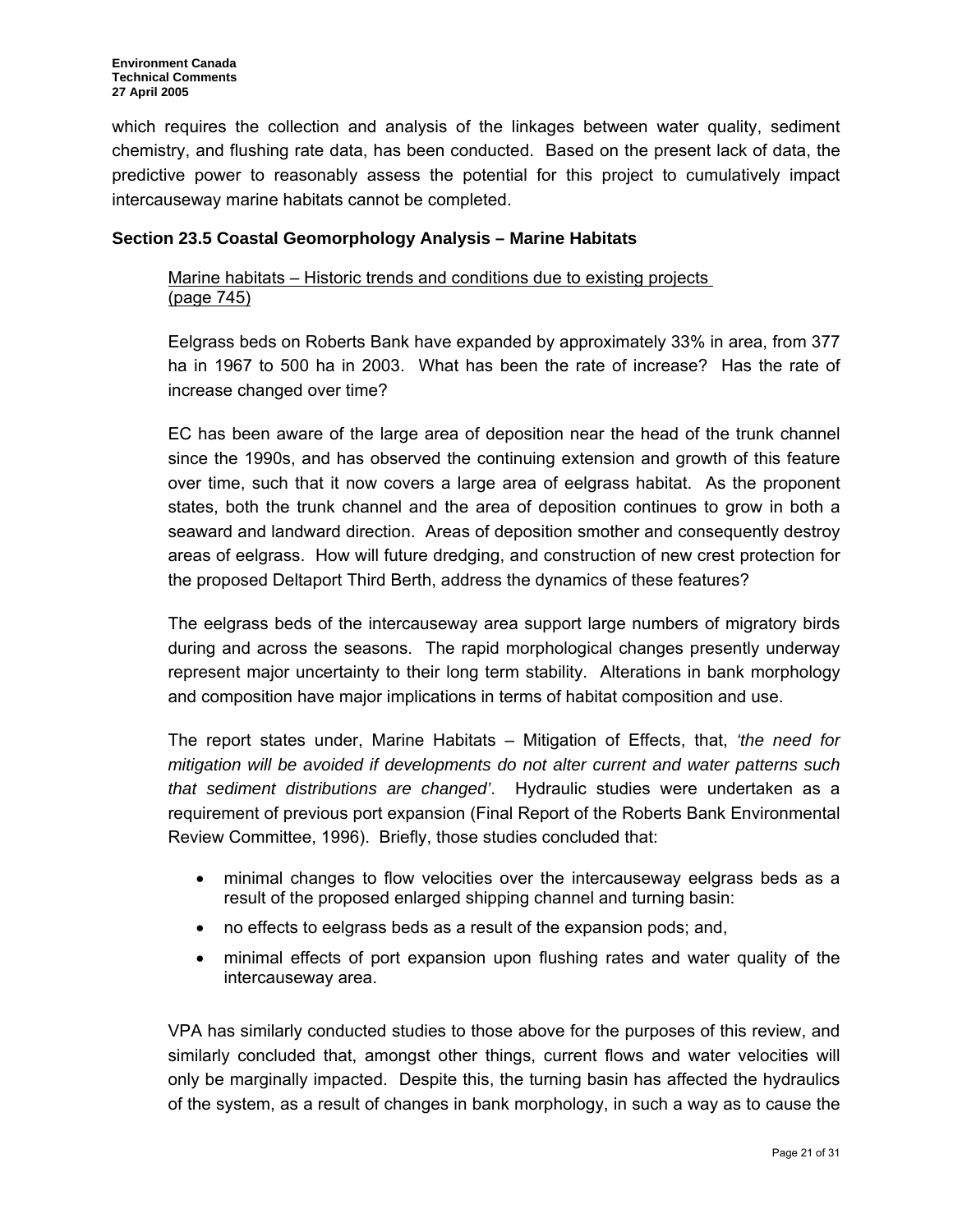which requires the collection and analysis of the linkages between water quality, sediment chemistry, and flushing rate data, has been conducted. Based on the present lack of data, the predictive power to reasonably assess the potential for this project to cumulatively impact intercauseway marine habitats cannot be completed.

### Section 23.5 Coastal Geomorphology Analysis – Marine Habitats

Marine habitats – Historic trends and conditions due to existing projects (page 745)

Eelgrass beds on Roberts Bank have expanded by approximately 33% in area, from 377 ha in 1967 to 500 ha in 2003. What has been the rate of increase? Has the rate of increase changed over time?

EC has been aware of the large area of deposition near the head of the trunk channel since the 1990s, and has observed the continuing extension and growth of this feature over time, such that it now covers a large area of eelgrass habitat. As the proponent states, both the trunk channel and the area of deposition continues to grow in both a seaward and landward direction. Areas of deposition smother and consequently destroy areas of eelgrass. How will future dredging, and construction of new crest protection for the proposed Deltaport Third Berth, address the dynamics of these features?

The eelgrass beds of the intercauseway area support large numbers of migratory birds during and across the seasons. The rapid morphological changes presently underway represent major uncertainty to their long term stability. Alterations in bank morphology and composition have major implications in terms of habitat composition and use.

The report states under, Marine Habitats – Mitigation of Effects, that, *'the need for mitigation will be avoided if developments do not alter current and water patterns such that sediment distributions are changed'*. Hydraulic studies were undertaken as a requirement of previous port expansion (Final Report of the Roberts Bank Environmental Review Committee, 1996). Briefly, those studies concluded that:

- minimal changes to flow velocities over the intercauseway eelgrass beds as a result of the proposed enlarged shipping channel and turning basin:
- no effects to eelgrass beds as a result of the expansion pods; and,
- minimal effects of port expansion upon flushing rates and water quality of the intercauseway area.

VPA has similarly conducted studies to those above for the purposes of this review, and similarly concluded that, amongst other things, current flows and water velocities will only be marginally impacted. Despite this, the turning basin has affected the hydraulics of the system, as a result of changes in bank morphology, in such a way as to cause the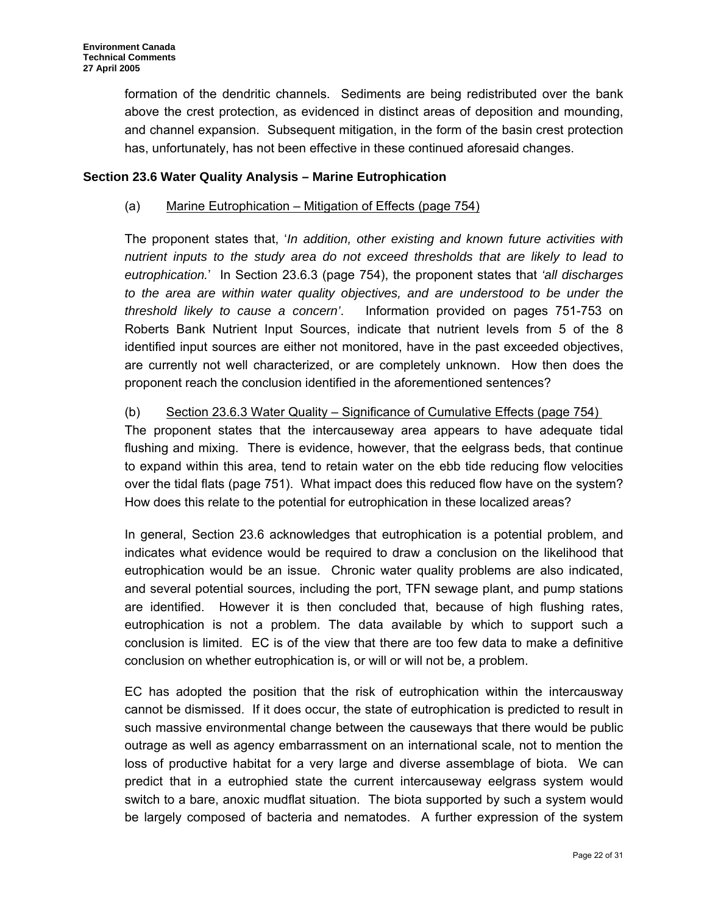formation of the dendritic channels. Sediments are being redistributed over the bank above the crest protection, as evidenced in distinct areas of deposition and mounding, and channel expansion. Subsequent mitigation, in the form of the basin crest protection has, unfortunately, has not been effective in these continued aforesaid changes.

### Section 23.6 Water Quality Analysis – Marine Eutrophication

(a) Marine Eutrophication – Mitigation of Effects (page 754)

The proponent states that, '*In addition, other existing and known future activities with nutrient inputs to the study area do not exceed thresholds that are likely to lead to eutrophication.*' In Section 23.6.3 (page 754), the proponent states that *'all discharges to the area are within water quality objectives, and are understood to be under the threshold likely to cause a concern'*. Information provided on pages 751-753 on Roberts Bank Nutrient Input Sources, indicate that nutrient levels from 5 of the 8 identified input sources are either not monitored, have in the past exceeded objectives, are currently not well characterized, or are completely unknown. How then does the proponent reach the conclusion identified in the aforementioned sentences?

(b) Section 23.6.3 Water Quality – Significance of Cumulative Effects (page 754)

The proponent states that the intercauseway area appears to have adequate tidal flushing and mixing. There is evidence, however, that the eelgrass beds, that continue to expand within this area, tend to retain water on the ebb tide reducing flow velocities over the tidal flats (page 751). What impact does this reduced flow have on the system? How does this relate to the potential for eutrophication in these localized areas?

In general, Section 23.6 acknowledges that eutrophication is a potential problem, and indicates what evidence would be required to draw a conclusion on the likelihood that eutrophication would be an issue. Chronic water quality problems are also indicated, and several potential sources, including the port, TFN sewage plant, and pump stations are identified. However it is then concluded that, because of high flushing rates, eutrophication is not a problem. The data available by which to support such a conclusion is limited. EC is of the view that there are too few data to make a definitive conclusion on whether eutrophication is, or will or will not be, a problem.

EC has adopted the position that the risk of eutrophication within the intercausway cannot be dismissed. If it does occur, the state of eutrophication is predicted to result in such massive environmental change between the causeways that there would be public outrage as well as agency embarrassment on an international scale, not to mention the loss of productive habitat for a very large and diverse assemblage of biota. We can predict that in a eutrophied state the current intercauseway eelgrass system would switch to a bare, anoxic mudflat situation. The biota supported by such a system would be largely composed of bacteria and nematodes. A further expression of the system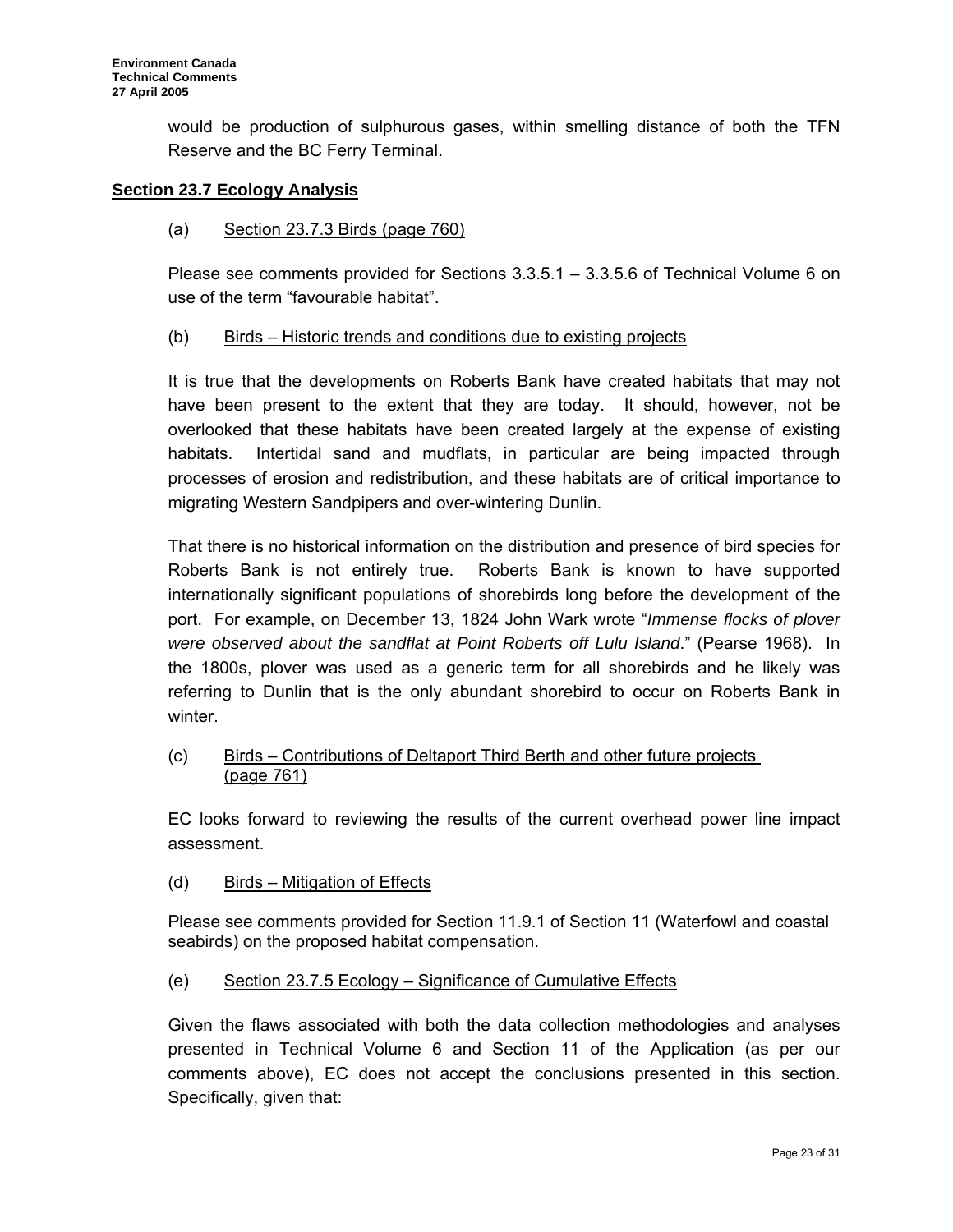would be production of sulphurous gases, within smelling distance of both the TFN Reserve and the BC Ferry Terminal.

## Section 23.7 Ecology Analysis

(a) Section 23.7.3 Birds (page 760)

Please see comments provided for Sections 3.3.5.1 – 3.3.5.6 of Technical Volume 6 on use of the term "favourable habitat".

(b) Birds – Historic trends and conditions due to existing projects

It is true that the developments on Roberts Bank have created habitats that may not have been present to the extent that they are today. It should, however, not be overlooked that these habitats have been created largely at the expense of existing habitats. Intertidal sand and mudflats, in particular are being impacted through processes of erosion and redistribution, and these habitats are of critical importance to migrating Western Sandpipers and over-wintering Dunlin.

That there is no historical information on the distribution and presence of bird species for Roberts Bank is not entirely true. Roberts Bank is known to have supported internationally significant populations of shorebirds long before the development of the port. For example, on December 13, 1824 John Wark wrote "*Immense flocks of plover were observed about the sandflat at Point Roberts off Lulu Island*." (Pearse 1968). In the 1800s, plover was used as a generic term for all shorebirds and he likely was referring to Dunlin that is the only abundant shorebird to occur on Roberts Bank in winter.

(c) Birds – Contributions of Deltaport Third Berth and other future projects (page 761)

EC looks forward to reviewing the results of the current overhead power line impact assessment.

(d) Birds – Mitigation of Effects

Please see comments provided for Section 11.9.1 of Section 11 (Waterfowl and coastal seabirds) on the proposed habitat compensation.

(e) Section 23.7.5 Ecology – Significance of Cumulative Effects

Given the flaws associated with both the data collection methodologies and analyses presented in Technical Volume 6 and Section 11 of the Application (as per our comments above), EC does not accept the conclusions presented in this section. Specifically, given that: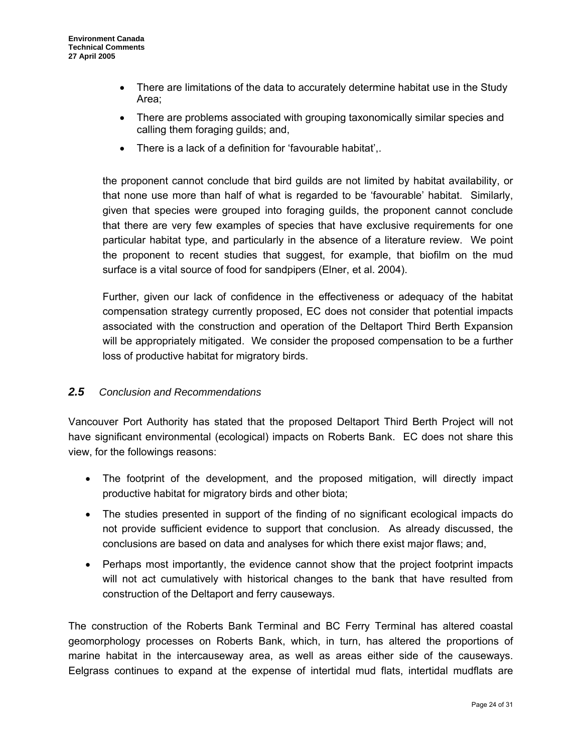- There are limitations of the data to accurately determine habitat use in the Study Area;
- There are problems associated with grouping taxonomically similar species and calling them foraging guilds; and,
- There is a lack of a definition for 'favourable habitat',.

the proponent cannot conclude that bird guilds are not limited by habitat availability, or that none use more than half of what is regarded to be 'favourable' habitat. Similarly, given that species were grouped into foraging guilds, the proponent cannot conclude that there are very few examples of species that have exclusive requirements for one particular habitat type, and particularly in the absence of a literature review. We point the proponent to recent studies that suggest, for example, that biofilm on the mud surface is a vital source of food for sandpipers (Elner, et al. 2004).

Further, given our lack of confidence in the effectiveness or adequacy of the habitat compensation strategy currently proposed, EC does not consider that potential impacts associated with the construction and operation of the Deltaport Third Berth Expansion will be appropriately mitigated. We consider the proposed compensation to be a further loss of productive habitat for migratory birds.

### *2.5 Conclusion and Recommendations*

Vancouver Port Authority has stated that the proposed Deltaport Third Berth Project will not have significant environmental (ecological) impacts on Roberts Bank. EC does not share this view, for the followings reasons:

- The footprint of the development, and the proposed mitigation, will directly impact productive habitat for migratory birds and other biota;
- The studies presented in support of the finding of no significant ecological impacts do not provide sufficient evidence to support that conclusion. As already discussed, the conclusions are based on data and analyses for which there exist major flaws; and,
- Perhaps most importantly, the evidence cannot show that the project footprint impacts will not act cumulatively with historical changes to the bank that have resulted from construction of the Deltaport and ferry causeways.

The construction of the Roberts Bank Terminal and BC Ferry Terminal has altered coastal geomorphology processes on Roberts Bank, which, in turn, has altered the proportions of marine habitat in the intercauseway area, as well as areas either side of the causeways. Eelgrass continues to expand at the expense of intertidal mud flats, intertidal mudflats are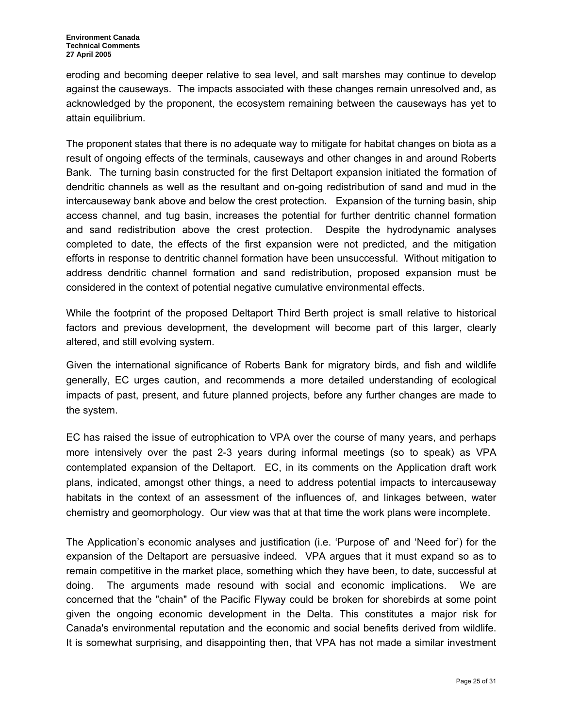eroding and becoming deeper relative to sea level, and salt marshes may continue to develop against the causeways. The impacts associated with these changes remain unresolved and, as acknowledged by the proponent, the ecosystem remaining between the causeways has yet to attain equilibrium.

The proponent states that there is no adequate way to mitigate for habitat changes on biota as a result of ongoing effects of the terminals, causeways and other changes in and around Roberts Bank. The turning basin constructed for the first Deltaport expansion initiated the formation of dendritic channels as well as the resultant and on-going redistribution of sand and mud in the intercauseway bank above and below the crest protection. Expansion of the turning basin, ship access channel, and tug basin, increases the potential for further dentritic channel formation and sand redistribution above the crest protection. Despite the hydrodynamic analyses completed to date, the effects of the first expansion were not predicted, and the mitigation efforts in response to dentritic channel formation have been unsuccessful. Without mitigation to address dendritic channel formation and sand redistribution, proposed expansion must be considered in the context of potential negative cumulative environmental effects.

While the footprint of the proposed Deltaport Third Berth project is small relative to historical factors and previous development, the development will become part of this larger, clearly altered, and still evolving system.

Given the international significance of Roberts Bank for migratory birds, and fish and wildlife generally, EC urges caution, and recommends a more detailed understanding of ecological impacts of past, present, and future planned projects, before any further changes are made to the system.

EC has raised the issue of eutrophication to VPA over the course of many years, and perhaps more intensively over the past 2-3 years during informal meetings (so to speak) as VPA contemplated expansion of the Deltaport. EC, in its comments on the Application draft work plans, indicated, amongst other things, a need to address potential impacts to intercauseway habitats in the context of an assessment of the influences of, and linkages between, water chemistry and geomorphology. Our view was that at that time the work plans were incomplete.

The Application's economic analyses and justification (i.e. 'Purpose of' and 'Need for') for the expansion of the Deltaport are persuasive indeed. VPA argues that it must expand so as to remain competitive in the market place, something which they have been, to date, successful at doing. The arguments made resound with social and economic implications. We are concerned that the "chain" of the Pacific Flyway could be broken for shorebirds at some point given the ongoing economic development in the Delta. This constitutes a major risk for Canada's environmental reputation and the economic and social benefits derived from wildlife. It is somewhat surprising, and disappointing then, that VPA has not made a similar investment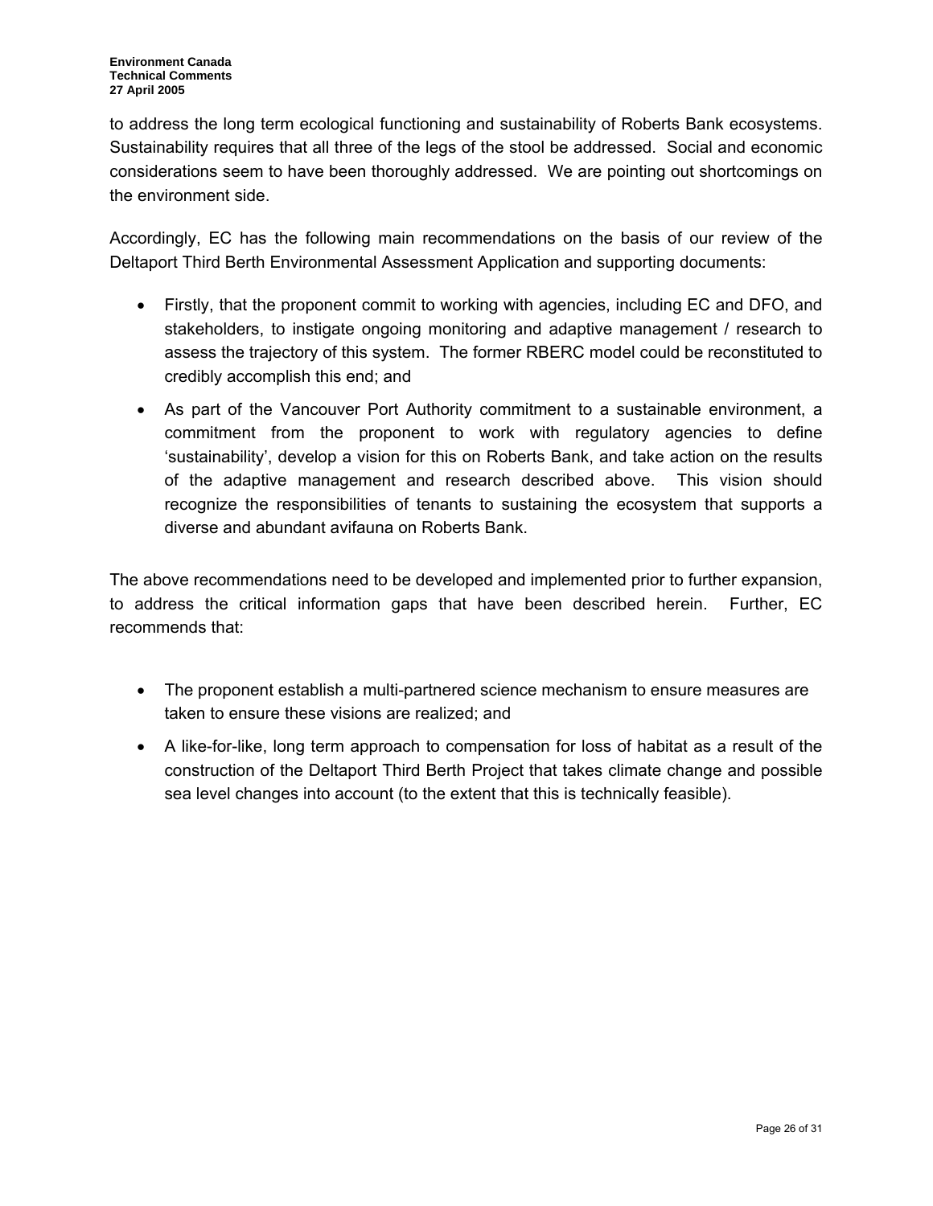to address the long term ecological functioning and sustainability of Roberts Bank ecosystems. Sustainability requires that all three of the legs of the stool be addressed. Social and economic considerations seem to have been thoroughly addressed. We are pointing out shortcomings on the environment side.

Accordingly, EC has the following main recommendations on the basis of our review of the Deltaport Third Berth Environmental Assessment Application and supporting documents:

- Firstly, that the proponent commit to working with agencies, including EC and DFO, and stakeholders, to instigate ongoing monitoring and adaptive management / research to assess the trajectory of this system. The former RBERC model could be reconstituted to credibly accomplish this end; and
- As part of the Vancouver Port Authority commitment to a sustainable environment, a commitment from the proponent to work with regulatory agencies to define 'sustainability', develop a vision for this on Roberts Bank, and take action on the results of the adaptive management and research described above. This vision should recognize the responsibilities of tenants to sustaining the ecosystem that supports a diverse and abundant avifauna on Roberts Bank.

The above recommendations need to be developed and implemented prior to further expansion, to address the critical information gaps that have been described herein. Further, EC recommends that:

- The proponent establish a multi-partnered science mechanism to ensure measures are taken to ensure these visions are realized; and
- A like-for-like, long term approach to compensation for loss of habitat as a result of the construction of the Deltaport Third Berth Project that takes climate change and possible sea level changes into account (to the extent that this is technically feasible).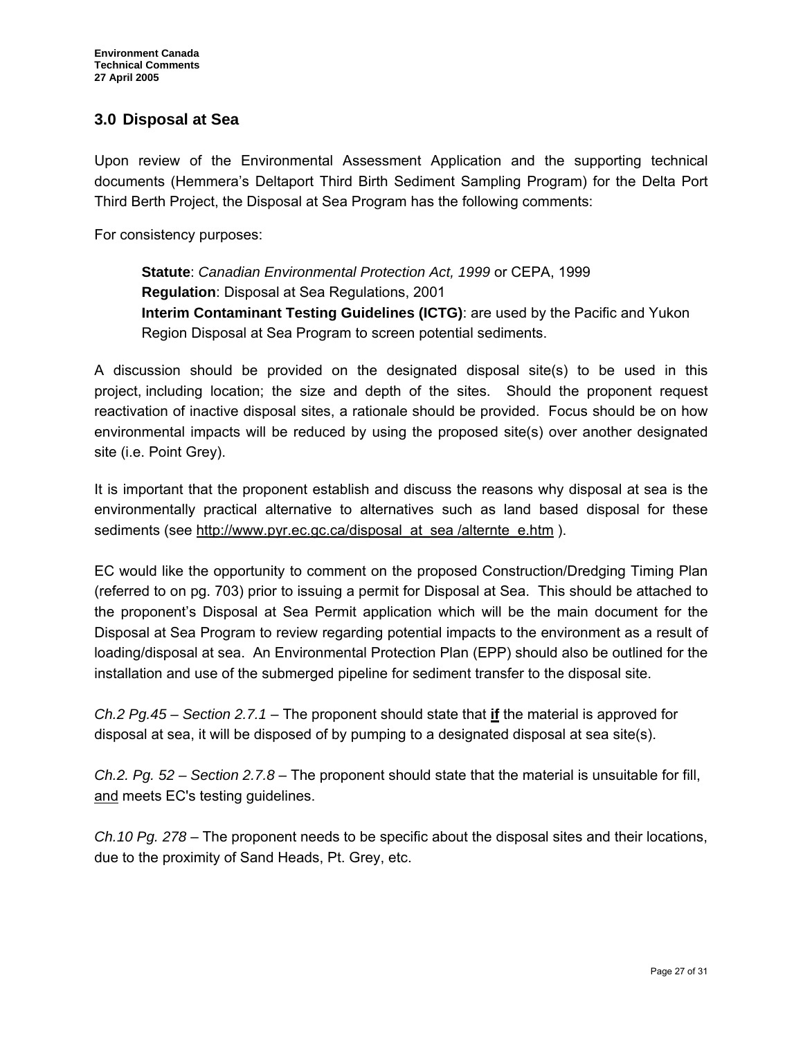## 3.0 Disposal at Sea

Upon review of the Environmental Assessment Application and the supporting technical documents (Hemmera's Deltaport Third Birth Sediment Sampling Program) for the Delta Port Third Berth Project, the Disposal at Sea Program has the following comments:

For consistency purposes:

> **Statute**: *Canadian Environmental Protection Act, 1999* or CEPA, 1999
> **Regulation**: Disposal at Sea Regulations, 2001
> **Interim Contaminant Testing Guidelines (ICTG)**: are used by the Pacific and Yukon Region Disposal at Sea Program to screen potential sediments.

A discussion should be provided on the designated disposal site(s) to be used in this project, including location; the size and depth of the sites. Should the proponent request reactivation of inactive disposal sites, a rationale should be provided. Focus should be on how environmental impacts will be reduced by using the proposed site(s) over another designated site (i.e. Point Grey).

It is important that the proponent establish and discuss the reasons why disposal at sea is the environmentally practical alternative to alternatives such as land based disposal for these sediments (see http://www.pyr.ec.gc.ca/disposal_at_sea /alternte_e.htm ).

EC would like the opportunity to comment on the proposed Construction/Dredging Timing Plan (referred to on pg. 703) prior to issuing a permit for Disposal at Sea. This should be attached to the proponent's Disposal at Sea Permit application which will be the main document for the Disposal at Sea Program to review regarding potential impacts to the environment as a result of loading/disposal at sea. An Environmental Protection Plan (EPP) should also be outlined for the installation and use of the submerged pipeline for sediment transfer to the disposal site.

*Ch.2 Pg.45 – Section 2.7.1* – The proponent should state that **<u>if</u>** the material is approved for disposal at sea, it will be disposed of by pumping to a designated disposal at sea site(s).

*Ch.2. Pg. 52 – Section 2.7.8* – The proponent should state that the material is unsuitable for fill, <u>and</u> meets EC's testing guidelines.

*Ch.10 Pg. 278* – The proponent needs to be specific about the disposal sites and their locations, due to the proximity of Sand Heads, Pt. Grey, etc.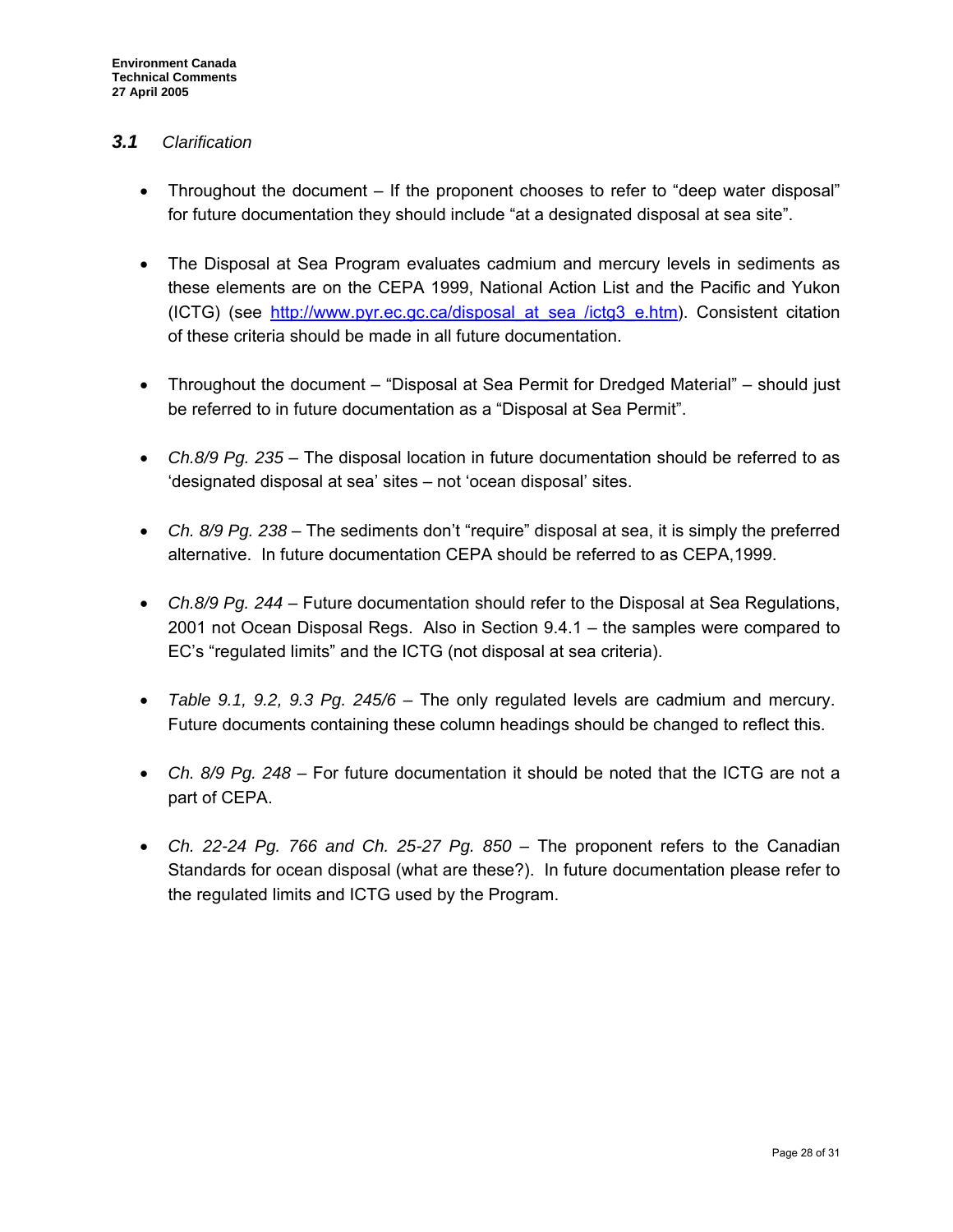## *3.1 Clarification*

- Throughout the document – If the proponent chooses to refer to "deep water disposal" for future documentation they should include "at a designated disposal at sea site".
- The Disposal at Sea Program evaluates cadmium and mercury levels in sediments as these elements are on the CEPA 1999, National Action List and the Pacific and Yukon (ICTG) (see http://www.pyr.ec.gc.ca/disposal_at_sea_/ictg3_e.htm). Consistent citation of these criteria should be made in all future documentation.
- Throughout the document – "Disposal at Sea Permit for Dredged Material" – should just be referred to in future documentation as a "Disposal at Sea Permit".
- *Ch.8/9 Pg. 235* – The disposal location in future documentation should be referred to as 'designated disposal at sea' sites – not 'ocean disposal' sites.
- *Ch. 8/9 Pg. 238* – The sediments don't "require" disposal at sea, it is simply the preferred alternative. In future documentation CEPA should be referred to as CEPA,1999.
- *Ch.8/9 Pg. 244* – Future documentation should refer to the Disposal at Sea Regulations, 2001 not Ocean Disposal Regs. Also in Section 9.4.1 – the samples were compared to EC's "regulated limits" and the ICTG (not disposal at sea criteria).
- *Table 9.1, 9.2, 9.3 Pg. 245/6* – The only regulated levels are cadmium and mercury. Future documents containing these column headings should be changed to reflect this.
- *Ch. 8/9 Pg. 248* – For future documentation it should be noted that the ICTG are not a part of CEPA.
- *Ch. 22-24 Pg. 766 and Ch. 25-27 Pg. 850* – The proponent refers to the Canadian Standards for ocean disposal (what are these?). In future documentation please refer to the regulated limits and ICTG used by the Program.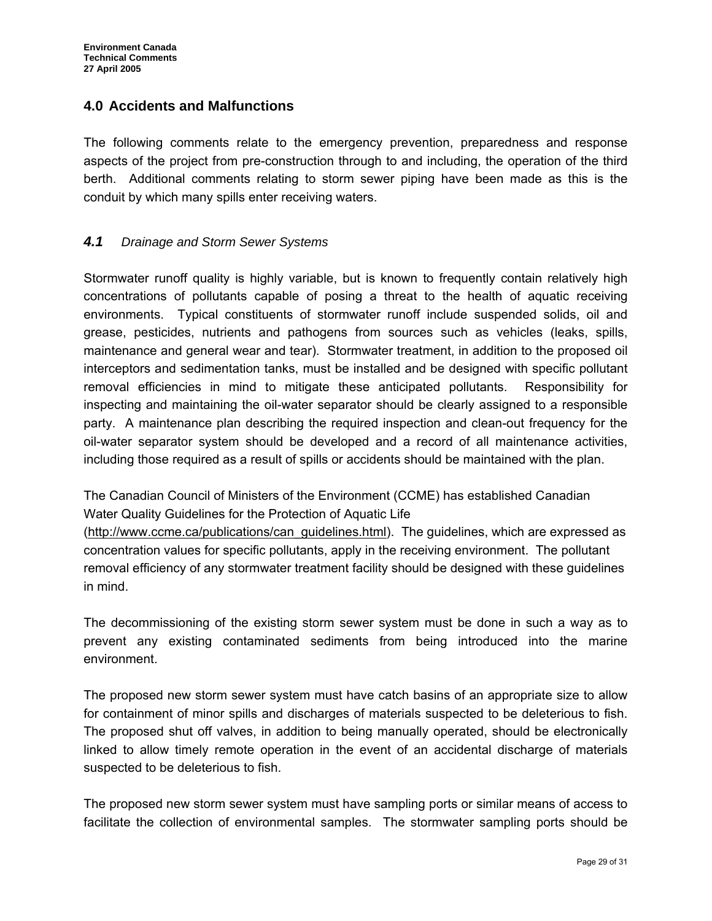## 4.0 Accidents and Malfunctions

The following comments relate to the emergency prevention, preparedness and response aspects of the project from pre-construction through to and including, the operation of the third berth. Additional comments relating to storm sewer piping have been made as this is the conduit by which many spills enter receiving waters.

### *4.1 Drainage and Storm Sewer Systems*

Stormwater runoff quality is highly variable, but is known to frequently contain relatively high concentrations of pollutants capable of posing a threat to the health of aquatic receiving environments. Typical constituents of stormwater runoff include suspended solids, oil and grease, pesticides, nutrients and pathogens from sources such as vehicles (leaks, spills, maintenance and general wear and tear). Stormwater treatment, in addition to the proposed oil interceptors and sedimentation tanks, must be installed and be designed with specific pollutant removal efficiencies in mind to mitigate these anticipated pollutants. Responsibility for inspecting and maintaining the oil-water separator should be clearly assigned to a responsible party. A maintenance plan describing the required inspection and clean-out frequency for the oil-water separator system should be developed and a record of all maintenance activities, including those required as a result of spills or accidents should be maintained with the plan.

The Canadian Council of Ministers of the Environment (CCME) has established Canadian Water Quality Guidelines for the Protection of Aquatic Life (http://www.ccme.ca/publications/can_guidelines.html). The guidelines, which are expressed as concentration values for specific pollutants, apply in the receiving environment. The pollutant removal efficiency of any stormwater treatment facility should be designed with these guidelines in mind.

The decommissioning of the existing storm sewer system must be done in such a way as to prevent any existing contaminated sediments from being introduced into the marine environment.

The proposed new storm sewer system must have catch basins of an appropriate size to allow for containment of minor spills and discharges of materials suspected to be deleterious to fish. The proposed shut off valves, in addition to being manually operated, should be electronically linked to allow timely remote operation in the event of an accidental discharge of materials suspected to be deleterious to fish.

The proposed new storm sewer system must have sampling ports or similar means of access to facilitate the collection of environmental samples. The stormwater sampling ports should be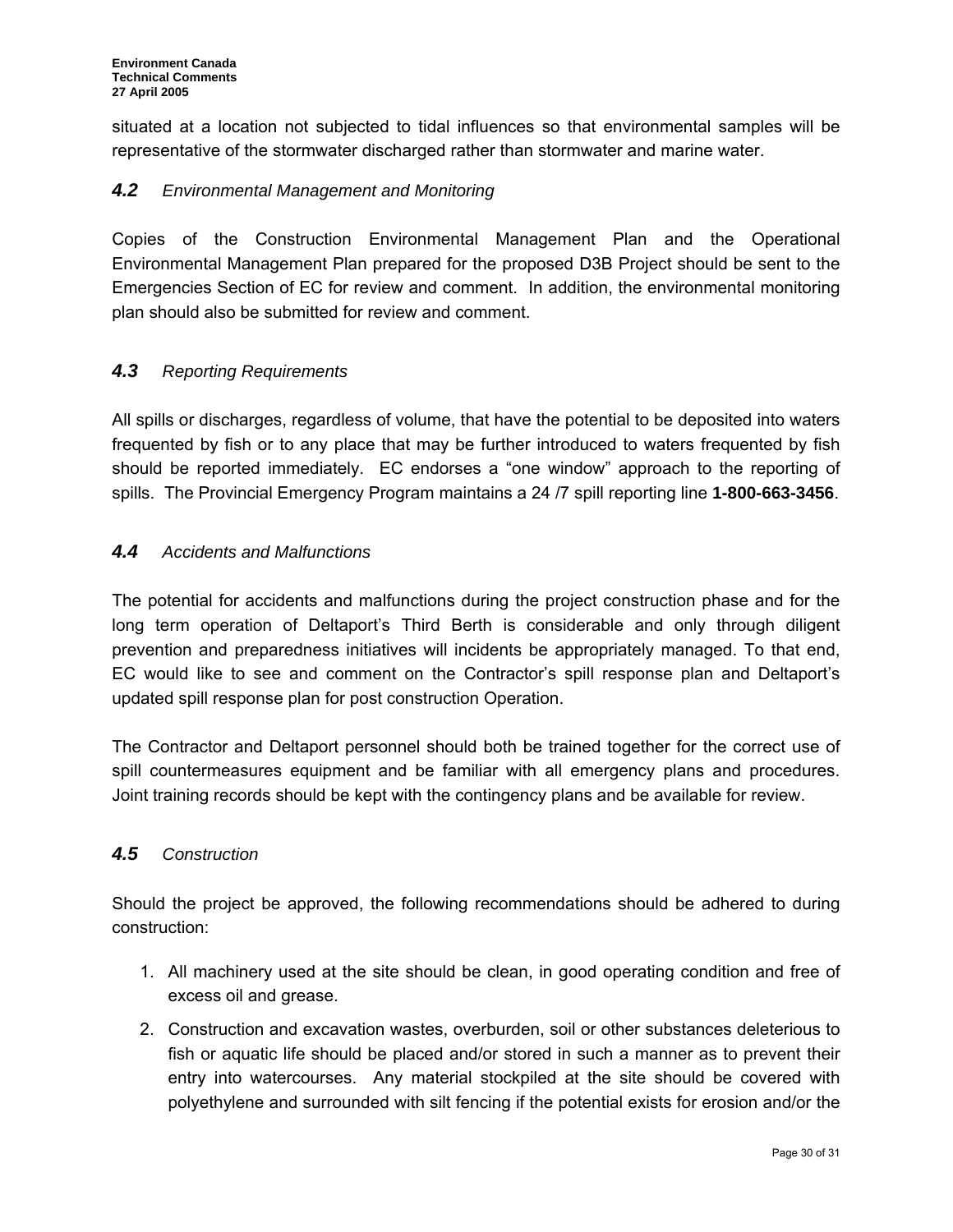situated at a location not subjected to tidal influences so that environmental samples will be representative of the stormwater discharged rather than stormwater and marine water.

### *4.2 Environmental Management and Monitoring*

Copies of the Construction Environmental Management Plan and the Operational Environmental Management Plan prepared for the proposed D3B Project should be sent to the Emergencies Section of EC for review and comment. In addition, the environmental monitoring plan should also be submitted for review and comment.

### *4.3 Reporting Requirements*

All spills or discharges, regardless of volume, that have the potential to be deposited into waters frequented by fish or to any place that may be further introduced to waters frequented by fish should be reported immediately. EC endorses a "one window" approach to the reporting of spills. The Provincial Emergency Program maintains a 24 /7 spill reporting line **1-800-663-3456**.

### *4.4 Accidents and Malfunctions*

The potential for accidents and malfunctions during the project construction phase and for the long term operation of Deltaport's Third Berth is considerable and only through diligent prevention and preparedness initiatives will incidents be appropriately managed. To that end, EC would like to see and comment on the Contractor's spill response plan and Deltaport's updated spill response plan for post construction Operation.

The Contractor and Deltaport personnel should both be trained together for the correct use of spill countermeasures equipment and be familiar with all emergency plans and procedures. Joint training records should be kept with the contingency plans and be available for review.

### *4.5 Construction*

Should the project be approved, the following recommendations should be adhered to during construction:

1. All machinery used at the site should be clean, in good operating condition and free of excess oil and grease.
2. Construction and excavation wastes, overburden, soil or other substances deleterious to fish or aquatic life should be placed and/or stored in such a manner as to prevent their entry into watercourses. Any material stockpiled at the site should be covered with polyethylene and surrounded with silt fencing if the potential exists for erosion and/or the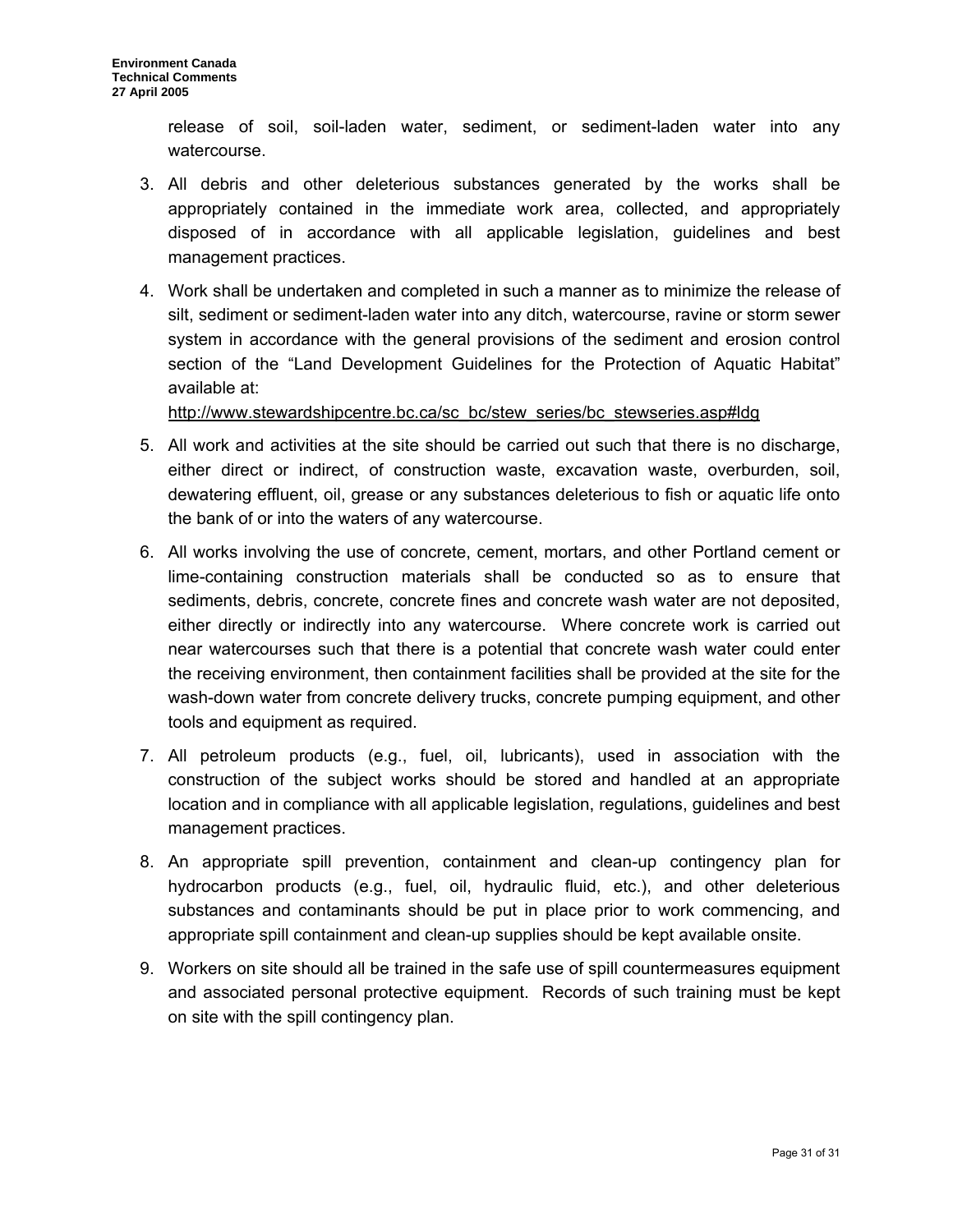release of soil, soil-laden water, sediment, or sediment-laden water into any watercourse.

3. All debris and other deleterious substances generated by the works shall be appropriately contained in the immediate work area, collected, and appropriately disposed of in accordance with all applicable legislation, guidelines and best management practices.

4. Work shall be undertaken and completed in such a manner as to minimize the release of silt, sediment or sediment-laden water into any ditch, watercourse, ravine or storm sewer system in accordance with the general provisions of the sediment and erosion control section of the "Land Development Guidelines for the Protection of Aquatic Habitat" available at:
http://www.stewardshipcentre.bc.ca/sc_bc/stew_series/bc_stewseries.asp#ldg

5. All work and activities at the site should be carried out such that there is no discharge, either direct or indirect, of construction waste, excavation waste, overburden, soil, dewatering effluent, oil, grease or any substances deleterious to fish or aquatic life onto the bank of or into the waters of any watercourse.

6. All works involving the use of concrete, cement, mortars, and other Portland cement or lime-containing construction materials shall be conducted so as to ensure that sediments, debris, concrete, concrete fines and concrete wash water are not deposited, either directly or indirectly into any watercourse. Where concrete work is carried out near watercourses such that there is a potential that concrete wash water could enter the receiving environment, then containment facilities shall be provided at the site for the wash-down water from concrete delivery trucks, concrete pumping equipment, and other tools and equipment as required.

7. All petroleum products (e.g., fuel, oil, lubricants), used in association with the construction of the subject works should be stored and handled at an appropriate location and in compliance with all applicable legislation, regulations, guidelines and best management practices.

8. An appropriate spill prevention, containment and clean-up contingency plan for hydrocarbon products (e.g., fuel, oil, hydraulic fluid, etc.), and other deleterious substances and contaminants should be put in place prior to work commencing, and appropriate spill containment and clean-up supplies should be kept available onsite.

9. Workers on site should all be trained in the safe use of spill countermeasures equipment and associated personal protective equipment. Records of such training must be kept on site with the spill contingency plan.